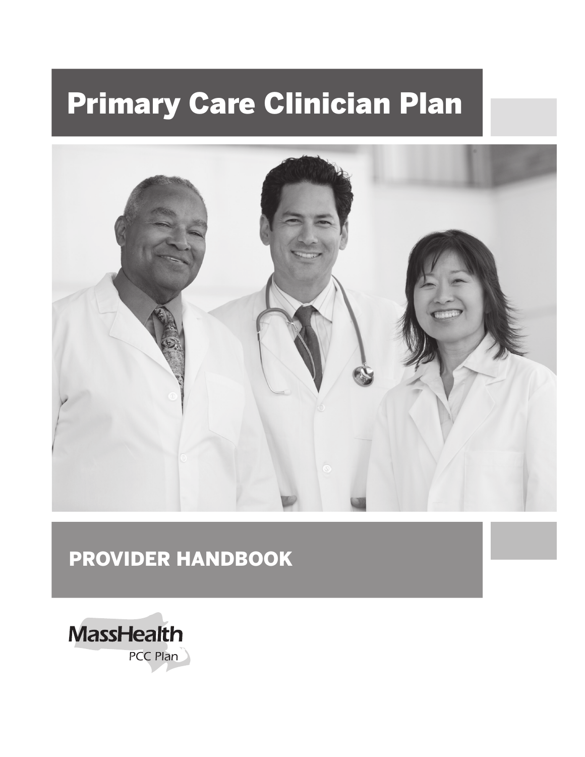# Primary Care Clinician Plan

## PROVIDER HANDBOOK

MassHealth
PCC Plan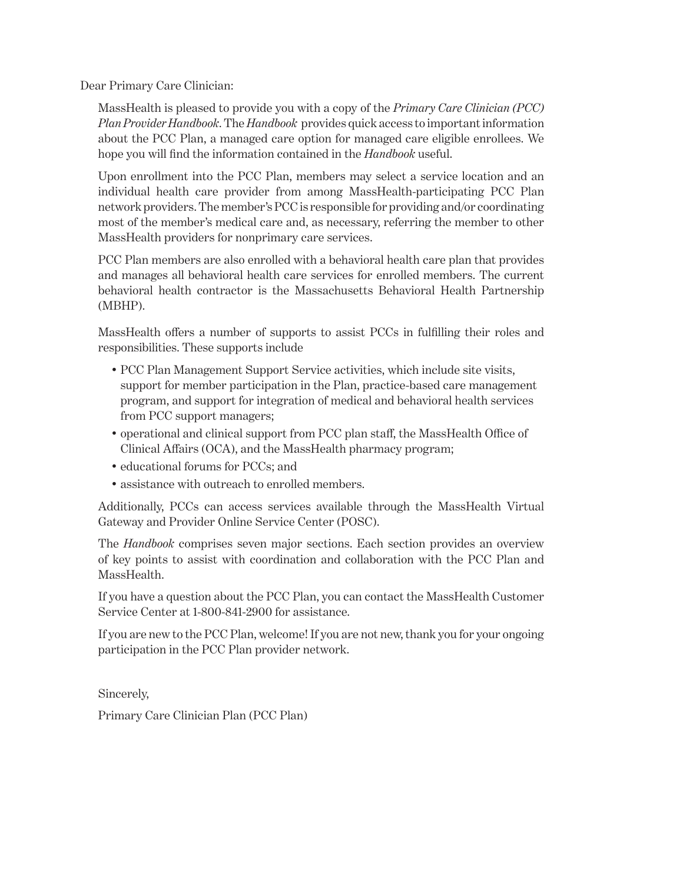Dear Primary Care Clinician:

MassHealth is pleased to provide you with a copy of the *Primary Care Clinician (PCC) Plan Provider Handbook*. The *Handbook* provides quick access to important information about the PCC Plan, a managed care option for managed care eligible enrollees. We hope you will find the information contained in the *Handbook* useful.

Upon enrollment into the PCC Plan, members may select a service location and an individual health care provider from among MassHealth-participating PCC Plan network providers. The member's PCC is responsible for providing and/or coordinating most of the member's medical care and, as necessary, referring the member to other MassHealth providers for nonprimary care services.

PCC Plan members are also enrolled with a behavioral health care plan that provides and manages all behavioral health care services for enrolled members. The current behavioral health contractor is the Massachusetts Behavioral Health Partnership (MBHP).

MassHealth offers a number of supports to assist PCCs in fulfilling their roles and responsibilities. These supports include

- PCC Plan Management Support Service activities, which include site visits, support for member participation in the Plan, practice-based care management program, and support for integration of medical and behavioral health services from PCC support managers;
- operational and clinical support from PCC plan staff, the MassHealth Office of Clinical Affairs (OCA), and the MassHealth pharmacy program;
- educational forums for PCCs; and
- assistance with outreach to enrolled members.

Additionally, PCCs can access services available through the MassHealth Virtual Gateway and Provider Online Service Center (POSC).

The *Handbook* comprises seven major sections. Each section provides an overview of key points to assist with coordination and collaboration with the PCC Plan and MassHealth.

If you have a question about the PCC Plan, you can contact the MassHealth Customer Service Center at 1-800-841-2900 for assistance.

If you are new to the PCC Plan, welcome! If you are not new, thank you for your ongoing participation in the PCC Plan provider network.

Sincerely,

Primary Care Clinician Plan (PCC Plan)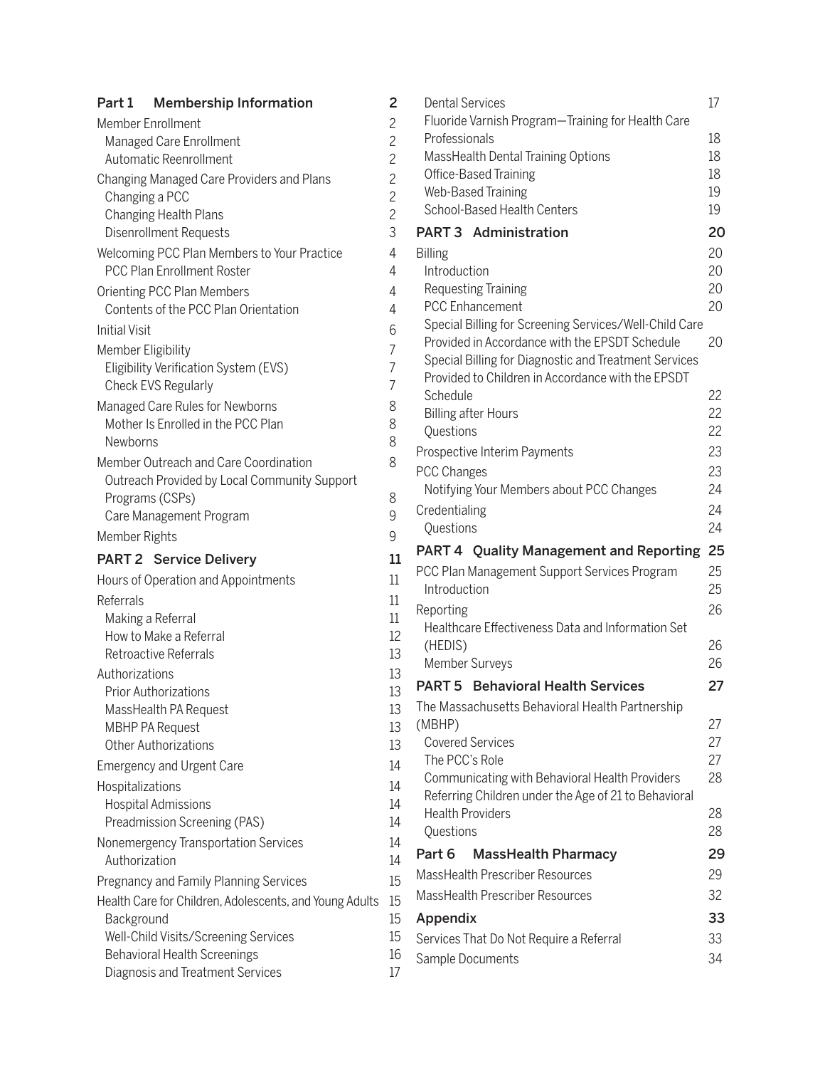**Part 1 Membership Information** 2

Member Enrollment 2
- Managed Care Enrollment 2
- Automatic Reenrollment 2

Changing Managed Care Providers and Plans 2
- Changing a PCC 2
- Changing Health Plans 2
- Disenrollment Requests 3

Welcoming PCC Plan Members to Your Practice 4
- PCC Plan Enrollment Roster 4

Orienting PCC Plan Members 4
- Contents of the PCC Plan Orientation 4

Initial Visit 6

Member Eligibility 7
- Eligibility Verification System (EVS) 7
- Check EVS Regularly 7

Managed Care Rules for Newborns 8
- Mother Is Enrolled in the PCC Plan 8
- Newborns 8

Member Outreach and Care Coordination 8
- Outreach Provided by Local Community Support Programs (CSPs) 8
- Care Management Program 9

Member Rights 9

**PART 2 Service Delivery** 11

Hours of Operation and Appointments 11

Referrals 11
- Making a Referral 11
- How to Make a Referral 12
- Retroactive Referrals 13

Authorizations 13
- Prior Authorizations 13
- MassHealth PA Request 13
- MBHP PA Request 13
- Other Authorizations 13

Emergency and Urgent Care 14

Hospitalizations 14
- Hospital Admissions 14
- Preadmission Screening (PAS) 14

Nonemergency Transportation Services 14
- Authorization 14

Pregnancy and Family Planning Services 15

Health Care for Children, Adolescents, and Young Adults 15
- Background 15
- Well-Child Visits/Screening Services 15
- Behavioral Health Screenings 16
- Diagnosis and Treatment Services 17
- Dental Services 17
- Fluoride Varnish Program—Training for Health Care Professionals 18
- MassHealth Dental Training Options 18
- Office-Based Training 18
- Web-Based Training 19
- School-Based Health Centers 19

**PART 3 Administration** 20

Billing 20
- Introduction 20
- Requesting Training 20
- PCC Enhancement 20
- Special Billing for Screening Services/Well-Child Care Provided in Accordance with the EPSDT Schedule 20
- Special Billing for Diagnostic and Treatment Services Provided to Children in Accordance with the EPSDT Schedule 22
- Billing after Hours 22
- Questions 22

Prospective Interim Payments 23

PCC Changes 23
- Notifying Your Members about PCC Changes 24

Credentialing 24
- Questions 24

**PART 4 Quality Management and Reporting** 25

PCC Plan Management Support Services Program 25
- Introduction 25

Reporting 26
- Healthcare Effectiveness Data and Information Set (HEDIS) 26
- Member Surveys 26

**PART 5 Behavioral Health Services** 27

The Massachusetts Behavioral Health Partnership (MBHP) 27
- Covered Services 27
- The PCC's Role 27
- Communicating with Behavioral Health Providers 28
- Referring Children under the Age of 21 to Behavioral Health Providers 28
- Questions 28

**Part 6 MassHealth Pharmacy** 29

MassHealth Prescriber Resources 29

MassHealth Prescriber Resources 32

**Appendix** 33

Services That Do Not Require a Referral 33

Sample Documents 34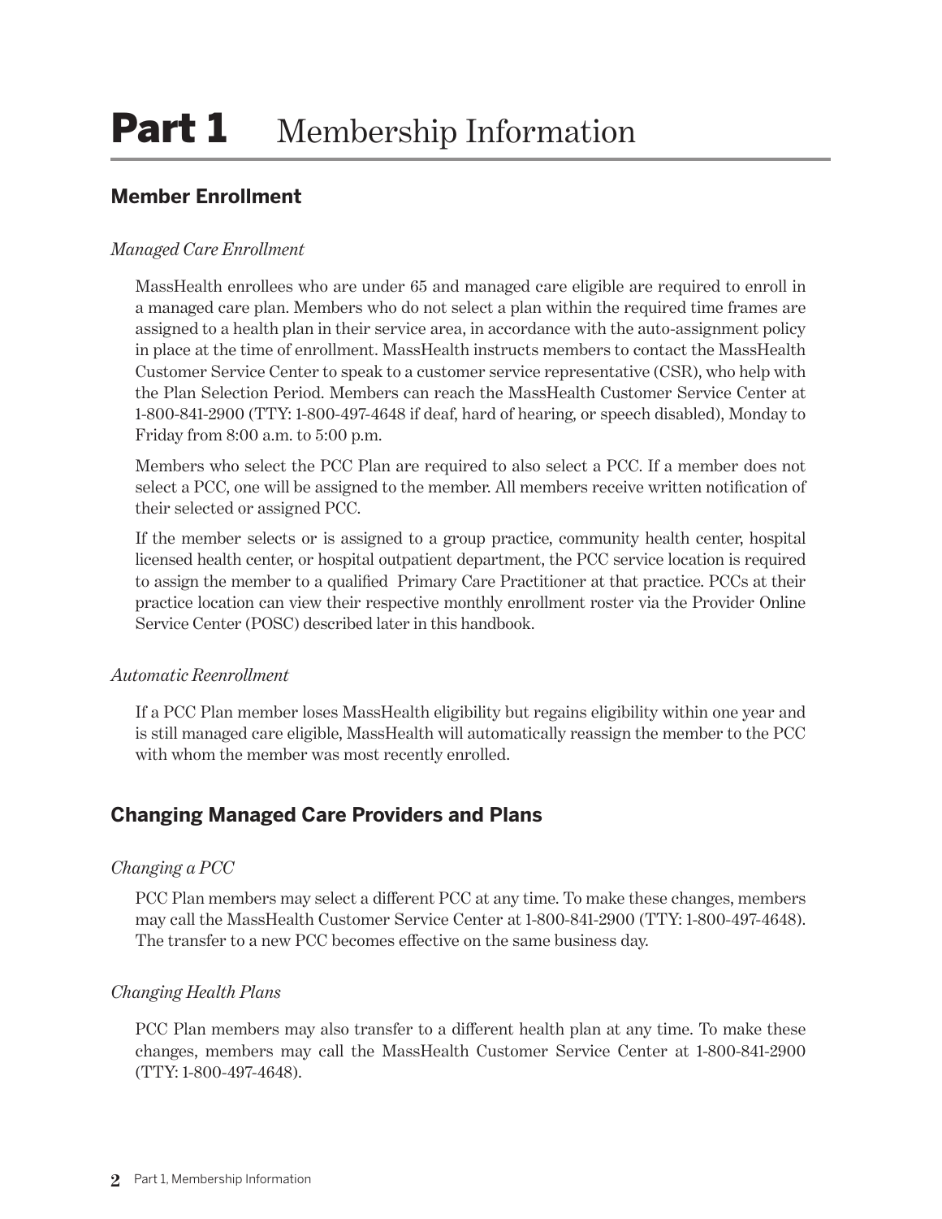# Part 1 Membership Information

## Member Enrollment

*Managed Care Enrollment*

MassHealth enrollees who are under 65 and managed care eligible are required to enroll in a managed care plan. Members who do not select a plan within the required time frames are assigned to a health plan in their service area, in accordance with the auto-assignment policy in place at the time of enrollment. MassHealth instructs members to contact the MassHealth Customer Service Center to speak to a customer service representative (CSR), who help with the Plan Selection Period. Members can reach the MassHealth Customer Service Center at 1-800-841-2900 (TTY: 1-800-497-4648 if deaf, hard of hearing, or speech disabled), Monday to Friday from 8:00 a.m. to 5:00 p.m.

Members who select the PCC Plan are required to also select a PCC. If a member does not select a PCC, one will be assigned to the member. All members receive written notification of their selected or assigned PCC.

If the member selects or is assigned to a group practice, community health center, hospital licensed health center, or hospital outpatient department, the PCC service location is required to assign the member to a qualified Primary Care Practitioner at that practice. PCCs at their practice location can view their respective monthly enrollment roster via the Provider Online Service Center (POSC) described later in this handbook.

*Automatic Reenrollment*

If a PCC Plan member loses MassHealth eligibility but regains eligibility within one year and is still managed care eligible, MassHealth will automatically reassign the member to the PCC with whom the member was most recently enrolled.

## Changing Managed Care Providers and Plans

*Changing a PCC*

PCC Plan members may select a different PCC at any time. To make these changes, members may call the MassHealth Customer Service Center at 1-800-841-2900 (TTY: 1-800-497-4648). The transfer to a new PCC becomes effective on the same business day.

*Changing Health Plans*

PCC Plan members may also transfer to a different health plan at any time. To make these changes, members may call the MassHealth Customer Service Center at 1-800-841-2900 (TTY: 1-800-497-4648).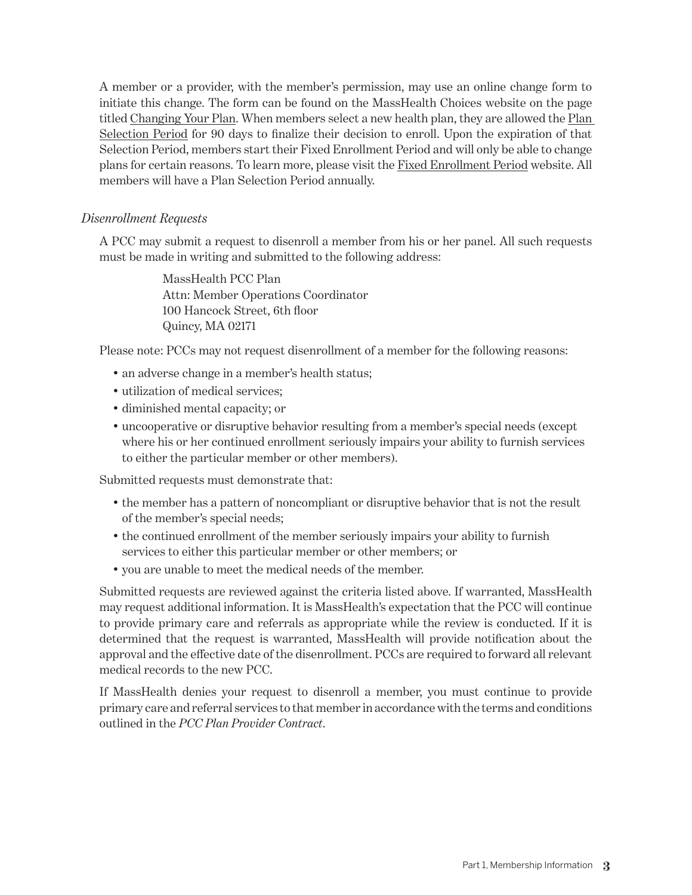A member or a provider, with the member's permission, may use an online change form to initiate this change. The form can be found on the MassHealth Choices website on the page titled Changing Your Plan. When members select a new health plan, they are allowed the Plan Selection Period for 90 days to finalize their decision to enroll. Upon the expiration of that Selection Period, members start their Fixed Enrollment Period and will only be able to change plans for certain reasons. To learn more, please visit the Fixed Enrollment Period website. All members will have a Plan Selection Period annually.

*Disenrollment Requests*

A PCC may submit a request to disenroll a member from his or her panel. All such requests must be made in writing and submitted to the following address:

> MassHealth PCC Plan
> Attn: Member Operations Coordinator
> 100 Hancock Street, 6th floor
> Quincy, MA 02171

Please note: PCCs may not request disenrollment of a member for the following reasons:

- an adverse change in a member's health status;
- utilization of medical services;
- diminished mental capacity; or
- uncooperative or disruptive behavior resulting from a member's special needs (except where his or her continued enrollment seriously impairs your ability to furnish services to either the particular member or other members).

Submitted requests must demonstrate that:

- the member has a pattern of noncompliant or disruptive behavior that is not the result of the member's special needs;
- the continued enrollment of the member seriously impairs your ability to furnish services to either this particular member or other members; or
- you are unable to meet the medical needs of the member.

Submitted requests are reviewed against the criteria listed above. If warranted, MassHealth may request additional information. It is MassHealth's expectation that the PCC will continue to provide primary care and referrals as appropriate while the review is conducted. If it is determined that the request is warranted, MassHealth will provide notification about the approval and the effective date of the disenrollment. PCCs are required to forward all relevant medical records to the new PCC.

If MassHealth denies your request to disenroll a member, you must continue to provide primary care and referral services to that member in accordance with the terms and conditions outlined in the *PCC Plan Provider Contract*.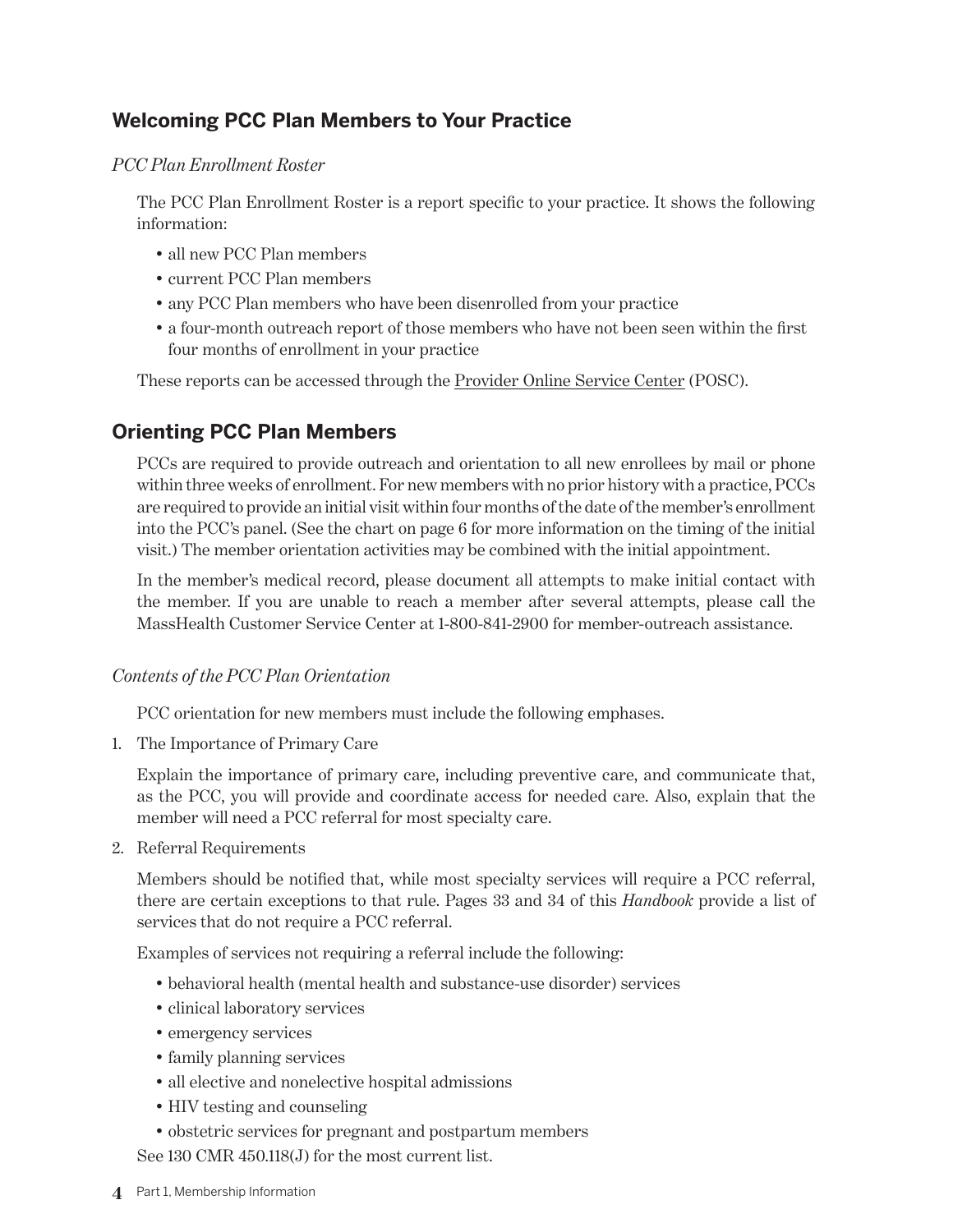## Welcoming PCC Plan Members to Your Practice

*PCC Plan Enrollment Roster*

The PCC Plan Enrollment Roster is a report specific to your practice. It shows the following information:

- all new PCC Plan members
- current PCC Plan members
- any PCC Plan members who have been disenrolled from your practice
- a four-month outreach report of those members who have not been seen within the first four months of enrollment in your practice

These reports can be accessed through the Provider Online Service Center (POSC).

## Orienting PCC Plan Members

PCCs are required to provide outreach and orientation to all new enrollees by mail or phone within three weeks of enrollment. For new members with no prior history with a practice, PCCs are required to provide an initial visit within four months of the date of the member's enrollment into the PCC's panel. (See the chart on page 6 for more information on the timing of the initial visit.) The member orientation activities may be combined with the initial appointment.

In the member's medical record, please document all attempts to make initial contact with the member. If you are unable to reach a member after several attempts, please call the MassHealth Customer Service Center at 1-800-841-2900 for member-outreach assistance.

*Contents of the PCC Plan Orientation*

PCC orientation for new members must include the following emphases.

1. The Importance of Primary Care

   Explain the importance of primary care, including preventive care, and communicate that, as the PCC, you will provide and coordinate access for needed care. Also, explain that the member will need a PCC referral for most specialty care.

2. Referral Requirements

   Members should be notified that, while most specialty services will require a PCC referral, there are certain exceptions to that rule. Pages 33 and 34 of this *Handbook* provide a list of services that do not require a PCC referral.

   Examples of services not requiring a referral include the following:

   - behavioral health (mental health and substance-use disorder) services
   - clinical laboratory services
   - emergency services
   - family planning services
   - all elective and nonelective hospital admissions
   - HIV testing and counseling
   - obstetric services for pregnant and postpartum members

   See 130 CMR 450.118(J) for the most current list.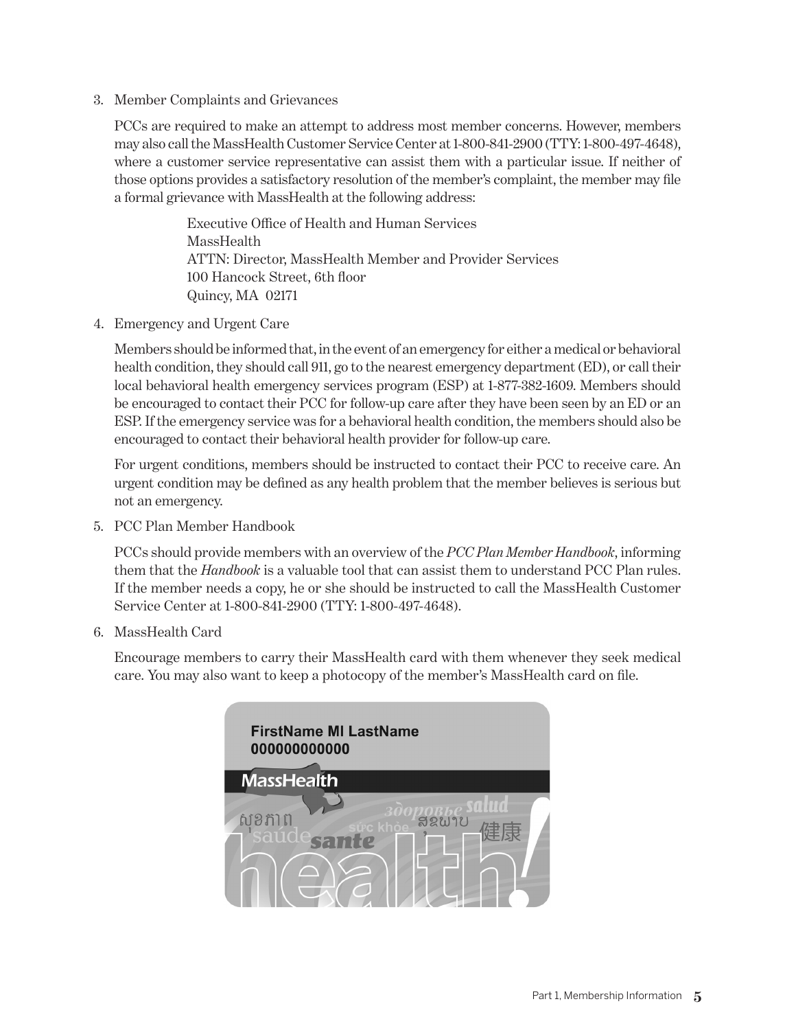3. Member Complaints and Grievances

   PCCs are required to make an attempt to address most member concerns. However, members may also call the MassHealth Customer Service Center at 1-800-841-2900 (TTY: 1-800-497-4648), where a customer service representative can assist them with a particular issue. If neither of those options provides a satisfactory resolution of the member's complaint, the member may file a formal grievance with MassHealth at the following address:

   Executive Office of Health and Human Services
   MassHealth
   ATTN: Director, MassHealth Member and Provider Services
   100 Hancock Street, 6th floor
   Quincy, MA 02171

4. Emergency and Urgent Care

   Members should be informed that, in the event of an emergency for either a medical or behavioral health condition, they should call 911, go to the nearest emergency department (ED), or call their local behavioral health emergency services program (ESP) at 1-877-382-1609. Members should be encouraged to contact their PCC for follow-up care after they have been seen by an ED or an ESP. If the emergency service was for a behavioral health condition, the members should also be encouraged to contact their behavioral health provider for follow-up care.

   For urgent conditions, members should be instructed to contact their PCC to receive care. An urgent condition may be defined as any health problem that the member believes is serious but not an emergency.

5. PCC Plan Member Handbook

   PCCs should provide members with an overview of the *PCC Plan Member Handbook*, informing them that the *Handbook* is a valuable tool that can assist them to understand PCC Plan rules. If the member needs a copy, he or she should be instructed to call the MassHealth Customer Service Center at 1-800-841-2900 (TTY: 1-800-497-4648).

6. MassHealth Card

   Encourage members to carry their MassHealth card with them whenever they seek medical care. You may also want to keep a photocopy of the member's MassHealth card on file.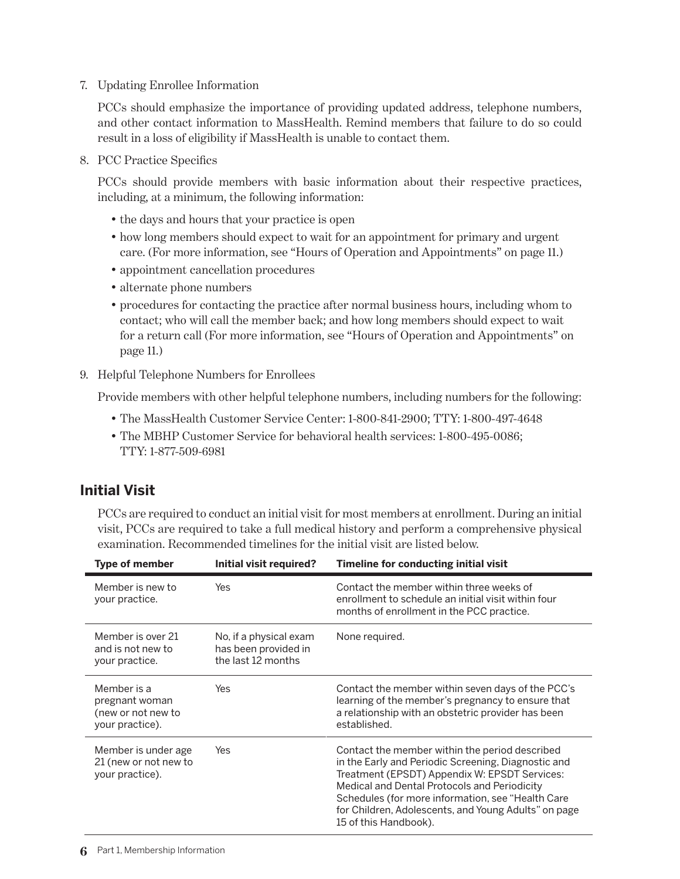7. Updating Enrollee Information

   PCCs should emphasize the importance of providing updated address, telephone numbers, and other contact information to MassHealth. Remind members that failure to do so could result in a loss of eligibility if MassHealth is unable to contact them.

8. PCC Practice Specifics

   PCCs should provide members with basic information about their respective practices, including, at a minimum, the following information:

   - the days and hours that your practice is open
   - how long members should expect to wait for an appointment for primary and urgent care. (For more information, see "Hours of Operation and Appointments" on page 11.)
   - appointment cancellation procedures
   - alternate phone numbers
   - procedures for contacting the practice after normal business hours, including whom to contact; who will call the member back; and how long members should expect to wait for a return call (For more information, see "Hours of Operation and Appointments" on page 11.)

9. Helpful Telephone Numbers for Enrollees

   Provide members with other helpful telephone numbers, including numbers for the following:

   - The MassHealth Customer Service Center: 1-800-841-2900; TTY: 1-800-497-4648
   - The MBHP Customer Service for behavioral health services: 1-800-495-0086; TTY: 1-877-509-6981

## Initial Visit

PCCs are required to conduct an initial visit for most members at enrollment. During an initial visit, PCCs are required to take a full medical history and perform a comprehensive physical examination. Recommended timelines for the initial visit are listed below.

| Type of member | Initial visit required? | Timeline for conducting initial visit |
|---|---|---|
| Member is new to your practice. | Yes | Contact the member within three weeks of enrollment to schedule an initial visit within four months of enrollment in the PCC practice. |
| Member is over 21 and is not new to your practice. | No, if a physical exam has been provided in the last 12 months | None required. |
| Member is a pregnant woman (new or not new to your practice). | Yes | Contact the member within seven days of the PCC's learning of the member's pregnancy to ensure that a relationship with an obstetric provider has been established. |
| Member is under age 21 (new or not new to your practice). | Yes | Contact the member within the period described in the Early and Periodic Screening, Diagnostic and Treatment (EPSDT) Appendix W: EPSDT Services: Medical and Dental Protocols and Periodicity Schedules (for more information, see "Health Care for Children, Adolescents, and Young Adults" on page 15 of this Handbook). |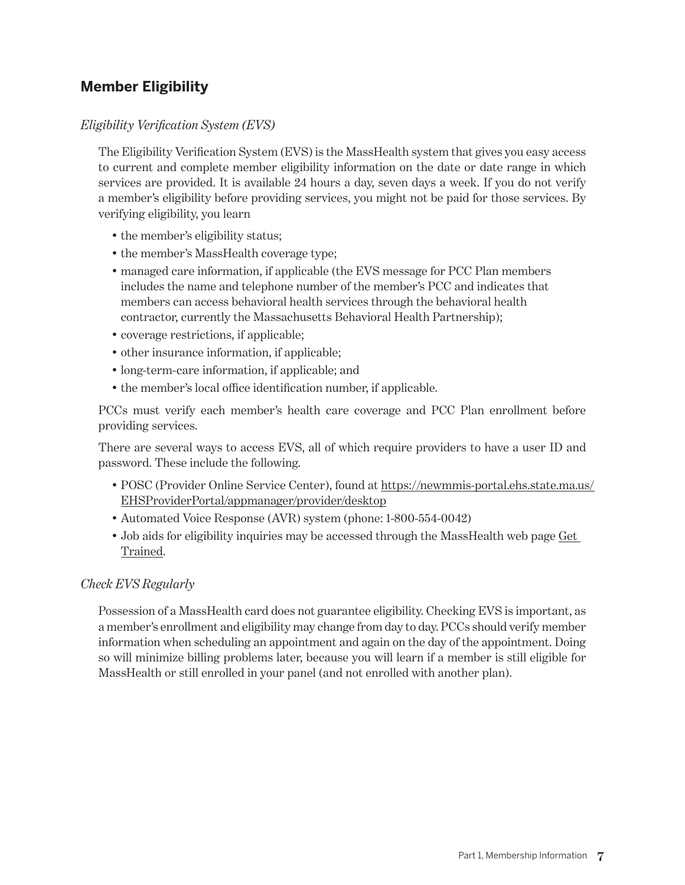## Member Eligibility

*Eligibility Verification System (EVS)*

The Eligibility Verification System (EVS) is the MassHealth system that gives you easy access to current and complete member eligibility information on the date or date range in which services are provided. It is available 24 hours a day, seven days a week. If you do not verify a member's eligibility before providing services, you might not be paid for those services. By verifying eligibility, you learn

- the member's eligibility status;
- the member's MassHealth coverage type;
- managed care information, if applicable (the EVS message for PCC Plan members includes the name and telephone number of the member's PCC and indicates that members can access behavioral health services through the behavioral health contractor, currently the Massachusetts Behavioral Health Partnership);
- coverage restrictions, if applicable;
- other insurance information, if applicable;
- long-term-care information, if applicable; and
- the member's local office identification number, if applicable.

PCCs must verify each member's health care coverage and PCC Plan enrollment before providing services.

There are several ways to access EVS, all of which require providers to have a user ID and password. These include the following.

- POSC (Provider Online Service Center), found at https://newmmis-portal.ehs.state.ma.us/EHSProviderPortal/appmanager/provider/desktop
- Automated Voice Response (AVR) system (phone: 1-800-554-0042)
- Job aids for eligibility inquiries may be accessed through the MassHealth web page Get Trained.

*Check EVS Regularly*

Possession of a MassHealth card does not guarantee eligibility. Checking EVS is important, as a member's enrollment and eligibility may change from day to day. PCCs should verify member information when scheduling an appointment and again on the day of the appointment. Doing so will minimize billing problems later, because you will learn if a member is still eligible for MassHealth or still enrolled in your panel (and not enrolled with another plan).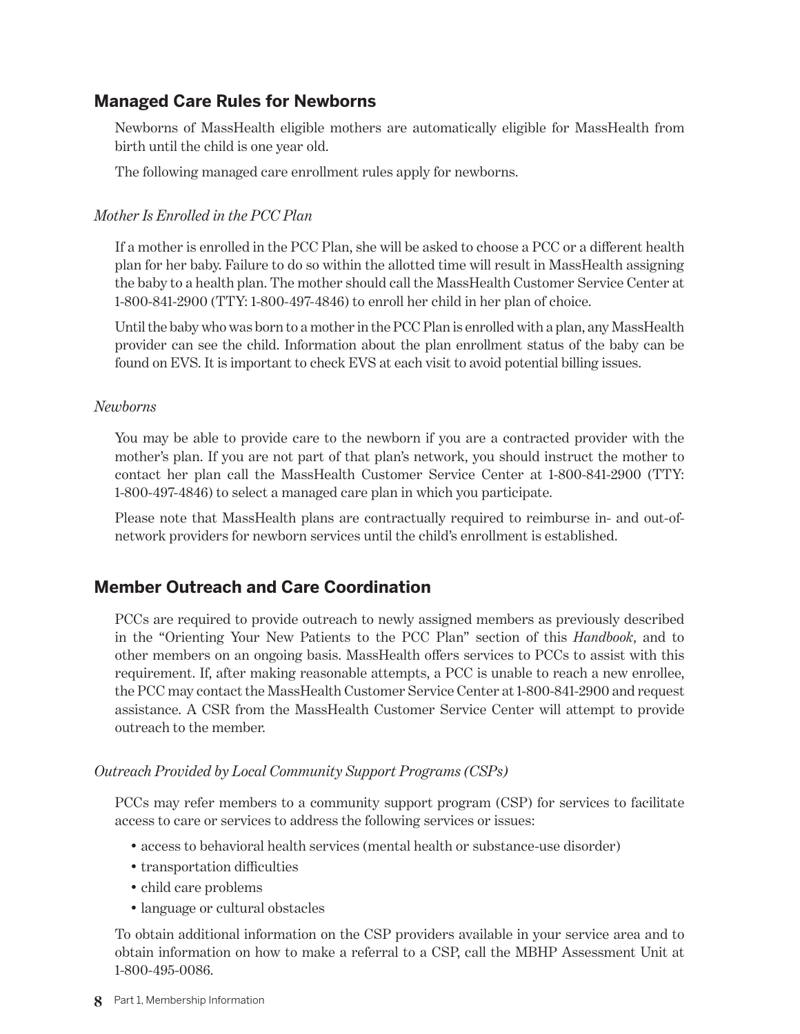## Managed Care Rules for Newborns

Newborns of MassHealth eligible mothers are automatically eligible for MassHealth from birth until the child is one year old.

The following managed care enrollment rules apply for newborns.

### *Mother Is Enrolled in the PCC Plan*

If a mother is enrolled in the PCC Plan, she will be asked to choose a PCC or a different health plan for her baby. Failure to do so within the allotted time will result in MassHealth assigning the baby to a health plan. The mother should call the MassHealth Customer Service Center at 1-800-841-2900 (TTY: 1-800-497-4846) to enroll her child in her plan of choice.

Until the baby who was born to a mother in the PCC Plan is enrolled with a plan, any MassHealth provider can see the child. Information about the plan enrollment status of the baby can be found on EVS. It is important to check EVS at each visit to avoid potential billing issues.

### *Newborns*

You may be able to provide care to the newborn if you are a contracted provider with the mother's plan. If you are not part of that plan's network, you should instruct the mother to contact her plan call the MassHealth Customer Service Center at 1-800-841-2900 (TTY: 1-800-497-4846) to select a managed care plan in which you participate.

Please note that MassHealth plans are contractually required to reimburse in- and out-of-network providers for newborn services until the child's enrollment is established.

## Member Outreach and Care Coordination

PCCs are required to provide outreach to newly assigned members as previously described in the "Orienting Your New Patients to the PCC Plan" section of this *Handbook*, and to other members on an ongoing basis. MassHealth offers services to PCCs to assist with this requirement. If, after making reasonable attempts, a PCC is unable to reach a new enrollee, the PCC may contact the MassHealth Customer Service Center at 1-800-841-2900 and request assistance. A CSR from the MassHealth Customer Service Center will attempt to provide outreach to the member.

### *Outreach Provided by Local Community Support Programs (CSPs)*

PCCs may refer members to a community support program (CSP) for services to facilitate access to care or services to address the following services or issues:

- access to behavioral health services (mental health or substance-use disorder)
- transportation difficulties
- child care problems
- language or cultural obstacles

To obtain additional information on the CSP providers available in your service area and to obtain information on how to make a referral to a CSP, call the MBHP Assessment Unit at 1-800-495-0086.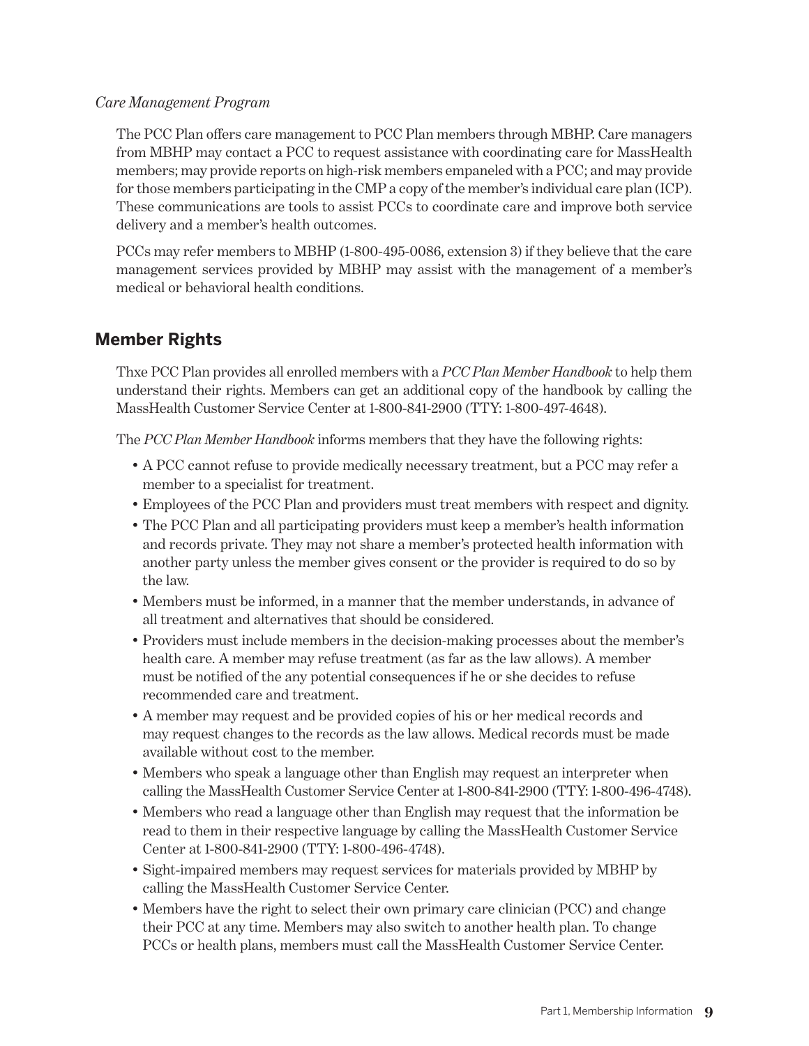*Care Management Program*

The PCC Plan offers care management to PCC Plan members through MBHP. Care managers from MBHP may contact a PCC to request assistance with coordinating care for MassHealth members; may provide reports on high-risk members empaneled with a PCC; and may provide for those members participating in the CMP a copy of the member's individual care plan (ICP). These communications are tools to assist PCCs to coordinate care and improve both service delivery and a member's health outcomes.

PCCs may refer members to MBHP (1-800-495-0086, extension 3) if they believe that the care management services provided by MBHP may assist with the management of a member's medical or behavioral health conditions.

## Member Rights

Thxe PCC Plan provides all enrolled members with a *PCC Plan Member Handbook* to help them understand their rights. Members can get an additional copy of the handbook by calling the MassHealth Customer Service Center at 1-800-841-2900 (TTY: 1-800-497-4648).

The *PCC Plan Member Handbook* informs members that they have the following rights:

- A PCC cannot refuse to provide medically necessary treatment, but a PCC may refer a member to a specialist for treatment.
- Employees of the PCC Plan and providers must treat members with respect and dignity.
- The PCC Plan and all participating providers must keep a member's health information and records private. They may not share a member's protected health information with another party unless the member gives consent or the provider is required to do so by the law.
- Members must be informed, in a manner that the member understands, in advance of all treatment and alternatives that should be considered.
- Providers must include members in the decision-making processes about the member's health care. A member may refuse treatment (as far as the law allows). A member must be notified of the any potential consequences if he or she decides to refuse recommended care and treatment.
- A member may request and be provided copies of his or her medical records and may request changes to the records as the law allows. Medical records must be made available without cost to the member.
- Members who speak a language other than English may request an interpreter when calling the MassHealth Customer Service Center at 1-800-841-2900 (TTY: 1-800-496-4748).
- Members who read a language other than English may request that the information be read to them in their respective language by calling the MassHealth Customer Service Center at 1-800-841-2900 (TTY: 1-800-496-4748).
- Sight-impaired members may request services for materials provided by MBHP by calling the MassHealth Customer Service Center.
- Members have the right to select their own primary care clinician (PCC) and change their PCC at any time. Members may also switch to another health plan. To change PCCs or health plans, members must call the MassHealth Customer Service Center.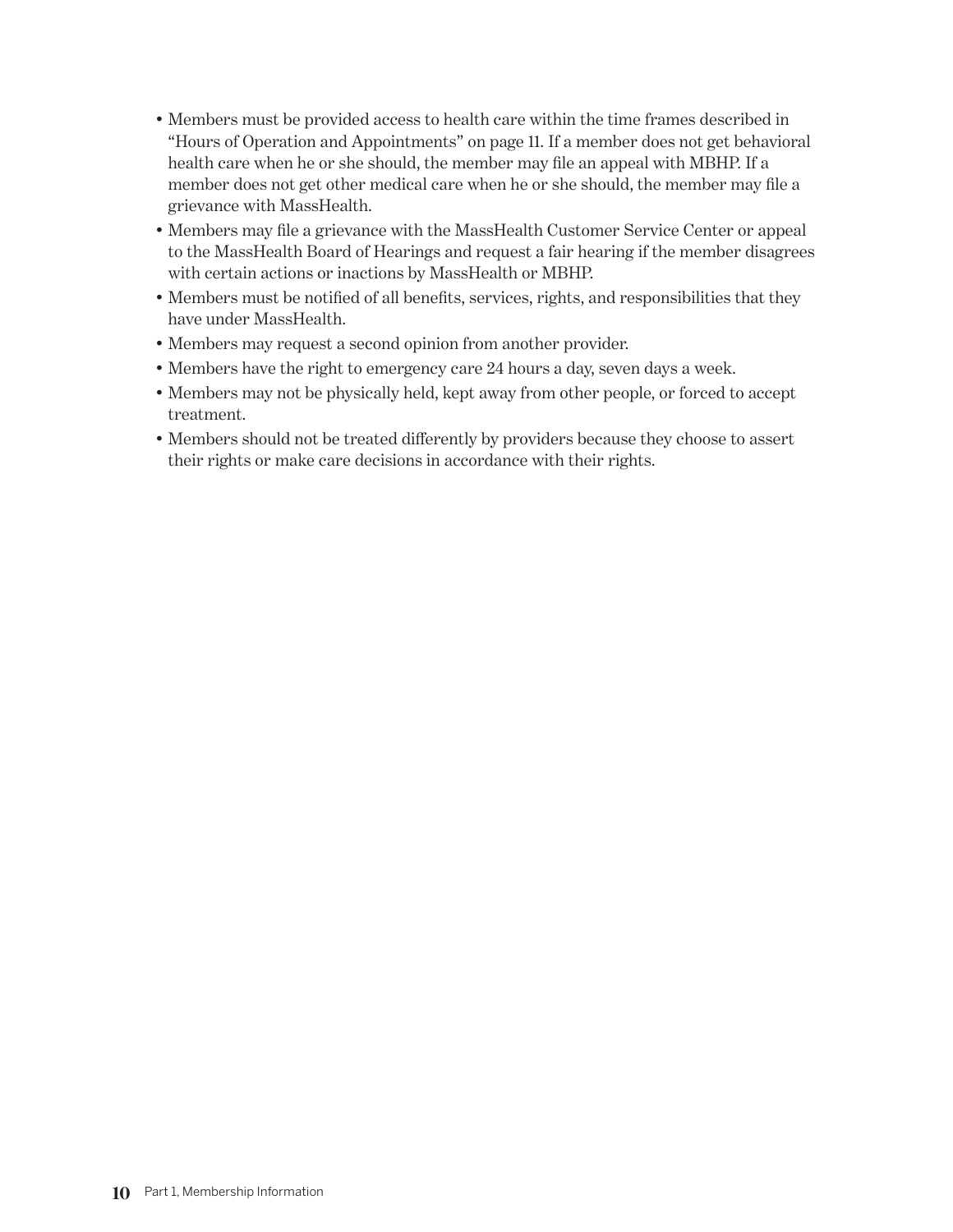- Members must be provided access to health care within the time frames described in "Hours of Operation and Appointments" on page 11. If a member does not get behavioral health care when he or she should, the member may file an appeal with MBHP. If a member does not get other medical care when he or she should, the member may file a grievance with MassHealth.
- Members may file a grievance with the MassHealth Customer Service Center or appeal to the MassHealth Board of Hearings and request a fair hearing if the member disagrees with certain actions or inactions by MassHealth or MBHP.
- Members must be notified of all benefits, services, rights, and responsibilities that they have under MassHealth.
- Members may request a second opinion from another provider.
- Members have the right to emergency care 24 hours a day, seven days a week.
- Members may not be physically held, kept away from other people, or forced to accept treatment.
- Members should not be treated differently by providers because they choose to assert their rights or make care decisions in accordance with their rights.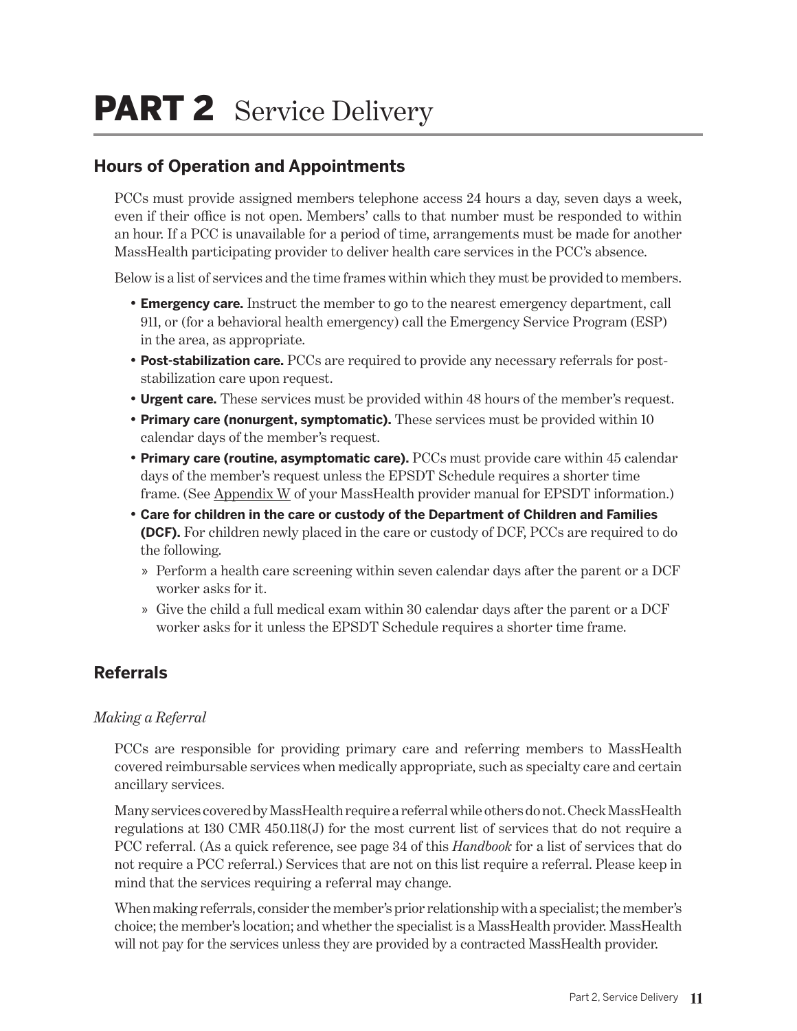# PART 2 Service Delivery

## Hours of Operation and Appointments

PCCs must provide assigned members telephone access 24 hours a day, seven days a week, even if their office is not open. Members' calls to that number must be responded to within an hour. If a PCC is unavailable for a period of time, arrangements must be made for another MassHealth participating provider to deliver health care services in the PCC's absence.

Below is a list of services and the time frames within which they must be provided to members.

- **Emergency care.** Instruct the member to go to the nearest emergency department, call 911, or (for a behavioral health emergency) call the Emergency Service Program (ESP) in the area, as appropriate.
- **Post-stabilization care.** PCCs are required to provide any necessary referrals for post-stabilization care upon request.
- **Urgent care.** These services must be provided within 48 hours of the member's request.
- **Primary care (nonurgent, symptomatic).** These services must be provided within 10 calendar days of the member's request.
- **Primary care (routine, asymptomatic care).** PCCs must provide care within 45 calendar days of the member's request unless the EPSDT Schedule requires a shorter time frame. (See Appendix W of your MassHealth provider manual for EPSDT information.)
- **Care for children in the care or custody of the Department of Children and Families (DCF).** For children newly placed in the care or custody of DCF, PCCs are required to do the following.
  - Perform a health care screening within seven calendar days after the parent or a DCF worker asks for it.
  - Give the child a full medical exam within 30 calendar days after the parent or a DCF worker asks for it unless the EPSDT Schedule requires a shorter time frame.

## Referrals

*Making a Referral*

PCCs are responsible for providing primary care and referring members to MassHealth covered reimbursable services when medically appropriate, such as specialty care and certain ancillary services.

Many services covered by MassHealth require a referral while others do not. Check MassHealth regulations at 130 CMR 450.118(J) for the most current list of services that do not require a PCC referral. (As a quick reference, see page 34 of this *Handbook* for a list of services that do not require a PCC referral.) Services that are not on this list require a referral. Please keep in mind that the services requiring a referral may change.

When making referrals, consider the member's prior relationship with a specialist; the member's choice; the member's location; and whether the specialist is a MassHealth provider. MassHealth will not pay for the services unless they are provided by a contracted MassHealth provider.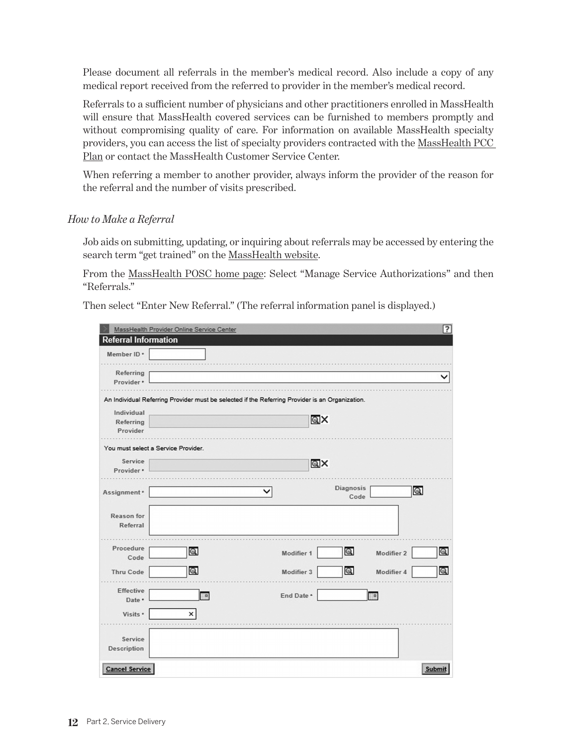Please document all referrals in the member's medical record. Also include a copy of any medical report received from the referred to provider in the member's medical record.

Referrals to a sufficient number of physicians and other practitioners enrolled in MassHealth will ensure that MassHealth covered services can be furnished to members promptly and without compromising quality of care. For information on available MassHealth specialty providers, you can access the list of specialty providers contracted with the MassHealth PCC Plan or contact the MassHealth Customer Service Center.

When referring a member to another provider, always inform the provider of the reason for the referral and the number of visits prescribed.

### *How to Make a Referral*

Job aids on submitting, updating, or inquiring about referrals may be accessed by entering the search term "get trained" on the MassHealth website.

From the MassHealth POSC home page: Select "Manage Service Authorizations" and then "Referrals."

Then select "Enter New Referral." (The referral information panel is displayed.)

MassHealth Provider Online Service Center

**Referral Information**

Member ID *

Referring Provider *

An Individual Referring Provider must be selected if the Referring Provider is an Organization.

Individual Referring Provider

You must select a Service Provider.

Service Provider *

Assignment *

Diagnosis Code

Reason for Referral

Procedure Code

Modifier 1

Modifier 2

Thru Code

Modifier 3

Modifier 4

Effective Date *

End Date *

Visits *

Service Description

Cancel Service

Submit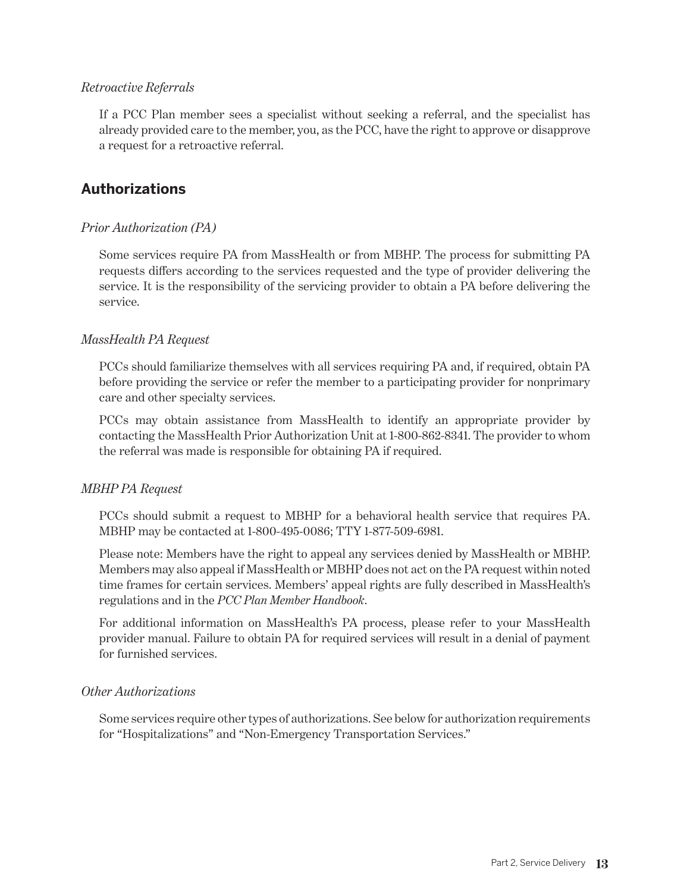*Retroactive Referrals*

If a PCC Plan member sees a specialist without seeking a referral, and the specialist has already provided care to the member, you, as the PCC, have the right to approve or disapprove a request for a retroactive referral.

## Authorizations

*Prior Authorization (PA)*

Some services require PA from MassHealth or from MBHP. The process for submitting PA requests differs according to the services requested and the type of provider delivering the service. It is the responsibility of the servicing provider to obtain a PA before delivering the service.

*MassHealth PA Request*

PCCs should familiarize themselves with all services requiring PA and, if required, obtain PA before providing the service or refer the member to a participating provider for nonprimary care and other specialty services.

PCCs may obtain assistance from MassHealth to identify an appropriate provider by contacting the MassHealth Prior Authorization Unit at 1-800-862-8341. The provider to whom the referral was made is responsible for obtaining PA if required.

*MBHP PA Request*

PCCs should submit a request to MBHP for a behavioral health service that requires PA. MBHP may be contacted at 1-800-495-0086; TTY 1-877-509-6981.

Please note: Members have the right to appeal any services denied by MassHealth or MBHP. Members may also appeal if MassHealth or MBHP does not act on the PA request within noted time frames for certain services. Members' appeal rights are fully described in MassHealth's regulations and in the *PCC Plan Member Handbook*.

For additional information on MassHealth's PA process, please refer to your MassHealth provider manual. Failure to obtain PA for required services will result in a denial of payment for furnished services.

*Other Authorizations*

Some services require other types of authorizations. See below for authorization requirements for "Hospitalizations" and "Non-Emergency Transportation Services."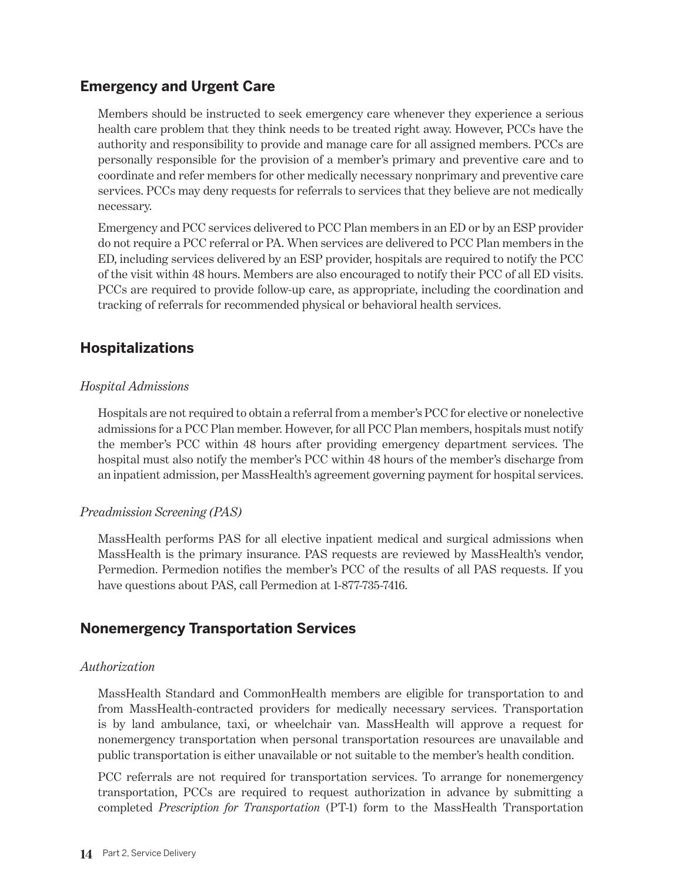## Emergency and Urgent Care

Members should be instructed to seek emergency care whenever they experience a serious health care problem that they think needs to be treated right away. However, PCCs have the authority and responsibility to provide and manage care for all assigned members. PCCs are personally responsible for the provision of a member's primary and preventive care and to coordinate and refer members for other medically necessary nonprimary and preventive care services. PCCs may deny requests for referrals to services that they believe are not medically necessary.

Emergency and PCC services delivered to PCC Plan members in an ED or by an ESP provider do not require a PCC referral or PA. When services are delivered to PCC Plan members in the ED, including services delivered by an ESP provider, hospitals are required to notify the PCC of the visit within 48 hours. Members are also encouraged to notify their PCC of all ED visits. PCCs are required to provide follow-up care, as appropriate, including the coordination and tracking of referrals for recommended physical or behavioral health services.

## Hospitalizations

*Hospital Admissions*

Hospitals are not required to obtain a referral from a member's PCC for elective or nonelective admissions for a PCC Plan member. However, for all PCC Plan members, hospitals must notify the member's PCC within 48 hours after providing emergency department services. The hospital must also notify the member's PCC within 48 hours of the member's discharge from an inpatient admission, per MassHealth's agreement governing payment for hospital services.

*Preadmission Screening (PAS)*

MassHealth performs PAS for all elective inpatient medical and surgical admissions when MassHealth is the primary insurance. PAS requests are reviewed by MassHealth's vendor, Permedion. Permedion notifies the member's PCC of the results of all PAS requests. If you have questions about PAS, call Permedion at 1-877-735-7416.

## Nonemergency Transportation Services

*Authorization*

MassHealth Standard and CommonHealth members are eligible for transportation to and from MassHealth-contracted providers for medically necessary services. Transportation is by land ambulance, taxi, or wheelchair van. MassHealth will approve a request for nonemergency transportation when personal transportation resources are unavailable and public transportation is either unavailable or not suitable to the member's health condition.

PCC referrals are not required for transportation services. To arrange for nonemergency transportation, PCCs are required to request authorization in advance by submitting a completed *Prescription for Transportation* (PT-1) form to the MassHealth Transportation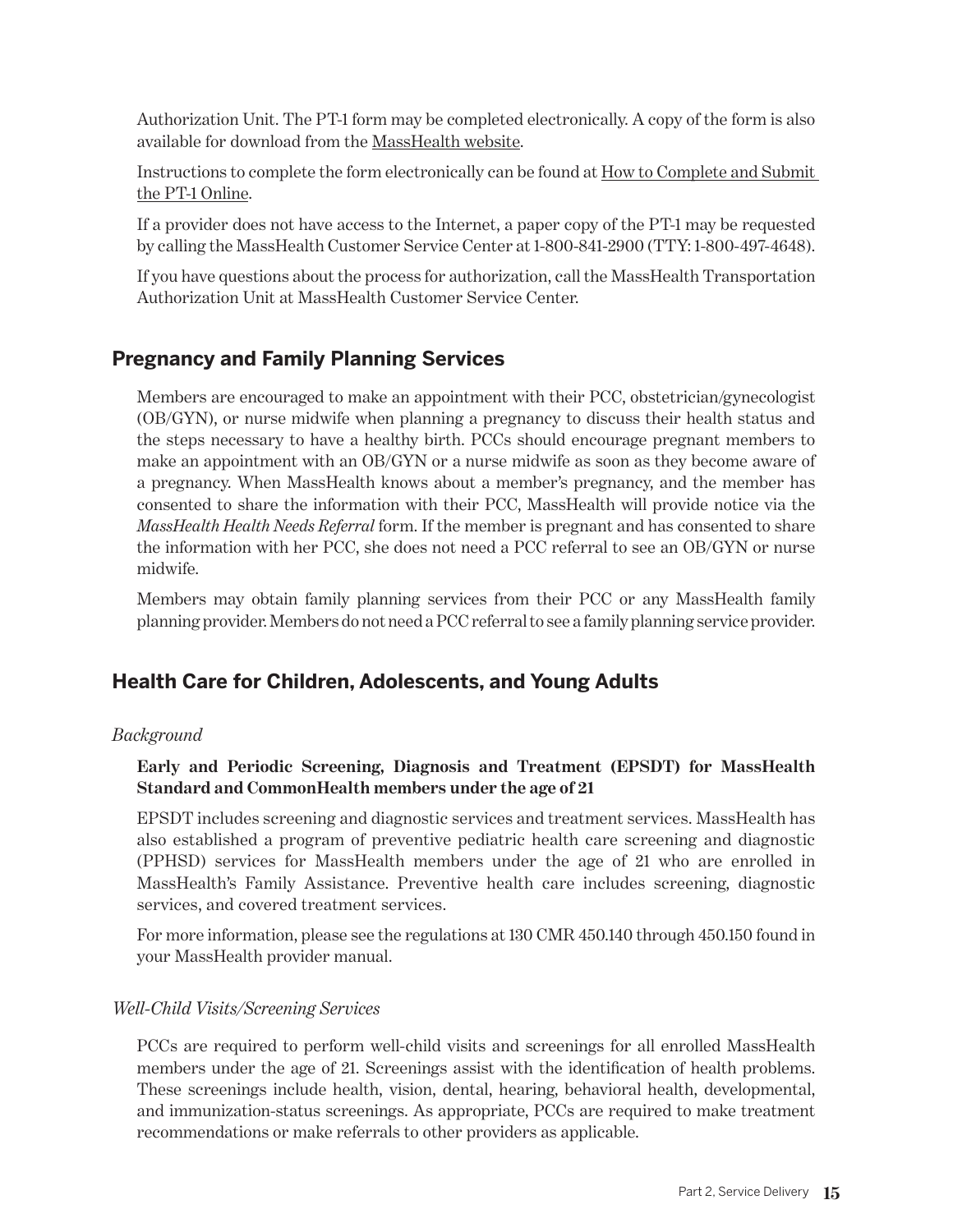Authorization Unit. The PT-1 form may be completed electronically. A copy of the form is also available for download from the MassHealth website.

Instructions to complete the form electronically can be found at How to Complete and Submit the PT-1 Online.

If a provider does not have access to the Internet, a paper copy of the PT-1 may be requested by calling the MassHealth Customer Service Center at 1-800-841-2900 (TTY: 1-800-497-4648).

If you have questions about the process for authorization, call the MassHealth Transportation Authorization Unit at MassHealth Customer Service Center.

## Pregnancy and Family Planning Services

Members are encouraged to make an appointment with their PCC, obstetrician/gynecologist (OB/GYN), or nurse midwife when planning a pregnancy to discuss their health status and the steps necessary to have a healthy birth. PCCs should encourage pregnant members to make an appointment with an OB/GYN or a nurse midwife as soon as they become aware of a pregnancy. When MassHealth knows about a member's pregnancy, and the member has consented to share the information with their PCC, MassHealth will provide notice via the *MassHealth Health Needs Referral* form. If the member is pregnant and has consented to share the information with her PCC, she does not need a PCC referral to see an OB/GYN or nurse midwife.

Members may obtain family planning services from their PCC or any MassHealth family planning provider. Members do not need a PCC referral to see a family planning service provider.

## Health Care for Children, Adolescents, and Young Adults

*Background*

**Early and Periodic Screening, Diagnosis and Treatment (EPSDT) for MassHealth Standard and CommonHealth members under the age of 21**

EPSDT includes screening and diagnostic services and treatment services. MassHealth has also established a program of preventive pediatric health care screening and diagnostic (PPHSD) services for MassHealth members under the age of 21 who are enrolled in MassHealth's Family Assistance. Preventive health care includes screening, diagnostic services, and covered treatment services.

For more information, please see the regulations at 130 CMR 450.140 through 450.150 found in your MassHealth provider manual.

*Well-Child Visits/Screening Services*

PCCs are required to perform well-child visits and screenings for all enrolled MassHealth members under the age of 21. Screenings assist with the identification of health problems. These screenings include health, vision, dental, hearing, behavioral health, developmental, and immunization-status screenings. As appropriate, PCCs are required to make treatment recommendations or make referrals to other providers as applicable.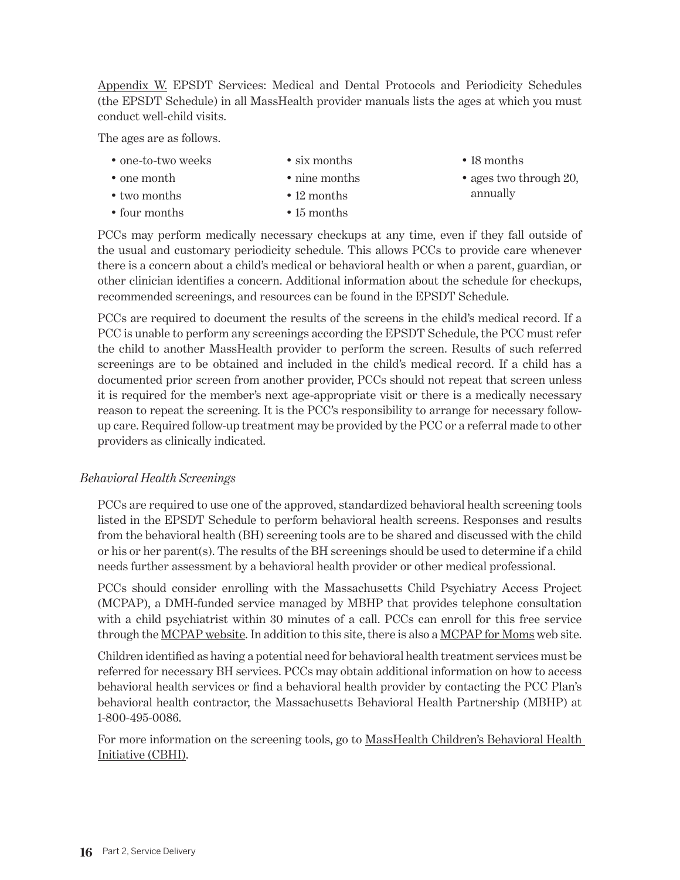Appendix W. EPSDT Services: Medical and Dental Protocols and Periodicity Schedules (the EPSDT Schedule) in all MassHealth provider manuals lists the ages at which you must conduct well-child visits.

The ages are as follows.

- one-to-two weeks
- one month
- two months
- four months
- six months
- nine months
- 12 months
- 15 months
- 18 months
- ages two through 20, annually

PCCs may perform medically necessary checkups at any time, even if they fall outside of the usual and customary periodicity schedule. This allows PCCs to provide care whenever there is a concern about a child's medical or behavioral health or when a parent, guardian, or other clinician identifies a concern. Additional information about the schedule for checkups, recommended screenings, and resources can be found in the EPSDT Schedule.

PCCs are required to document the results of the screens in the child's medical record. If a PCC is unable to perform any screenings according the EPSDT Schedule, the PCC must refer the child to another MassHealth provider to perform the screen. Results of such referred screenings are to be obtained and included in the child's medical record. If a child has a documented prior screen from another provider, PCCs should not repeat that screen unless it is required for the member's next age-appropriate visit or there is a medically necessary reason to repeat the screening. It is the PCC's responsibility to arrange for necessary follow-up care. Required follow-up treatment may be provided by the PCC or a referral made to other providers as clinically indicated.

### *Behavioral Health Screenings*

PCCs are required to use one of the approved, standardized behavioral health screening tools listed in the EPSDT Schedule to perform behavioral health screens. Responses and results from the behavioral health (BH) screening tools are to be shared and discussed with the child or his or her parent(s). The results of the BH screenings should be used to determine if a child needs further assessment by a behavioral health provider or other medical professional.

PCCs should consider enrolling with the Massachusetts Child Psychiatry Access Project (MCPAP), a DMH-funded service managed by MBHP that provides telephone consultation with a child psychiatrist within 30 minutes of a call. PCCs can enroll for this free service through the MCPAP website. In addition to this site, there is also a MCPAP for Moms web site.

Children identified as having a potential need for behavioral health treatment services must be referred for necessary BH services. PCCs may obtain additional information on how to access behavioral health services or find a behavioral health provider by contacting the PCC Plan's behavioral health contractor, the Massachusetts Behavioral Health Partnership (MBHP) at 1-800-495-0086.

For more information on the screening tools, go to MassHealth Children's Behavioral Health Initiative (CBHI).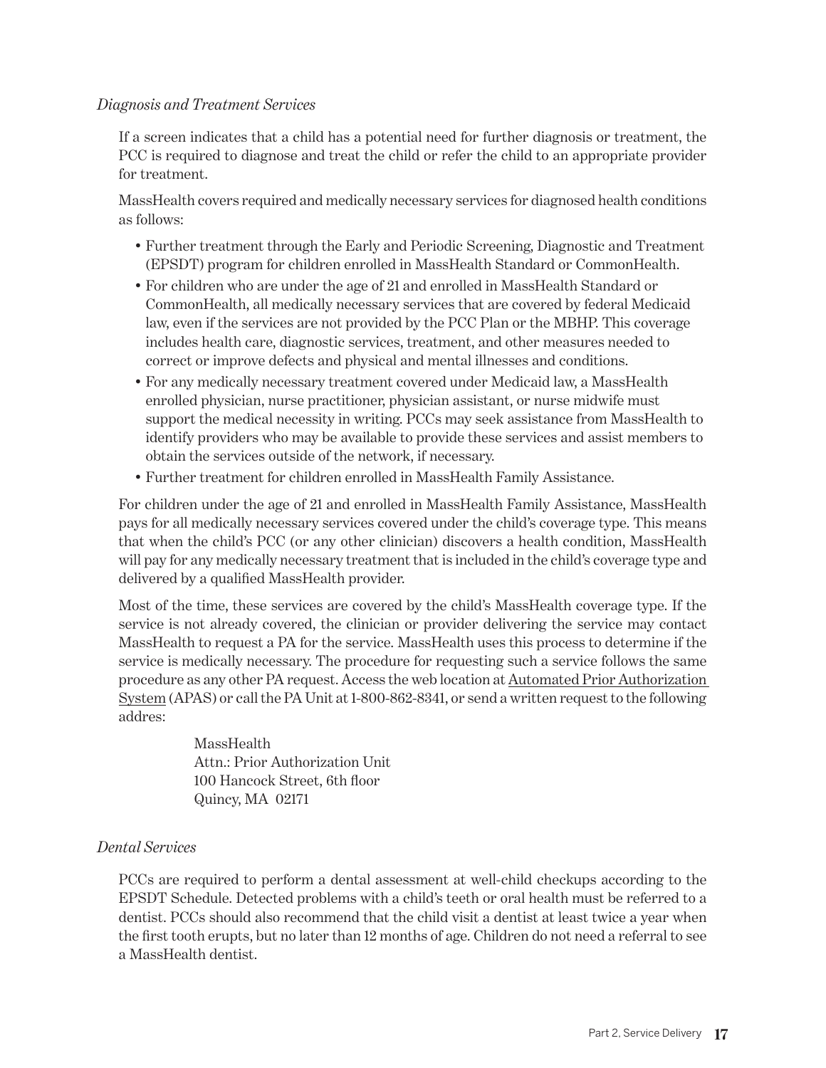*Diagnosis and Treatment Services*

If a screen indicates that a child has a potential need for further diagnosis or treatment, the PCC is required to diagnose and treat the child or refer the child to an appropriate provider for treatment.

MassHealth covers required and medically necessary services for diagnosed health conditions as follows:

- Further treatment through the Early and Periodic Screening, Diagnostic and Treatment (EPSDT) program for children enrolled in MassHealth Standard or CommonHealth.
- For children who are under the age of 21 and enrolled in MassHealth Standard or CommonHealth, all medically necessary services that are covered by federal Medicaid law, even if the services are not provided by the PCC Plan or the MBHP. This coverage includes health care, diagnostic services, treatment, and other measures needed to correct or improve defects and physical and mental illnesses and conditions.
- For any medically necessary treatment covered under Medicaid law, a MassHealth enrolled physician, nurse practitioner, physician assistant, or nurse midwife must support the medical necessity in writing. PCCs may seek assistance from MassHealth to identify providers who may be available to provide these services and assist members to obtain the services outside of the network, if necessary.
- Further treatment for children enrolled in MassHealth Family Assistance.

For children under the age of 21 and enrolled in MassHealth Family Assistance, MassHealth pays for all medically necessary services covered under the child's coverage type. This means that when the child's PCC (or any other clinician) discovers a health condition, MassHealth will pay for any medically necessary treatment that is included in the child's coverage type and delivered by a qualified MassHealth provider.

Most of the time, these services are covered by the child's MassHealth coverage type. If the service is not already covered, the clinician or provider delivering the service may contact MassHealth to request a PA for the service. MassHealth uses this process to determine if the service is medically necessary. The procedure for requesting such a service follows the same procedure as any other PA request. Access the web location at Automated Prior Authorization System (APAS) or call the PA Unit at 1-800-862-8341, or send a written request to the following addres:

> MassHealth
> Attn.: Prior Authorization Unit
> 100 Hancock Street, 6th floor
> Quincy, MA 02171

*Dental Services*

PCCs are required to perform a dental assessment at well-child checkups according to the EPSDT Schedule. Detected problems with a child's teeth or oral health must be referred to a dentist. PCCs should also recommend that the child visit a dentist at least twice a year when the first tooth erupts, but no later than 12 months of age. Children do not need a referral to see a MassHealth dentist.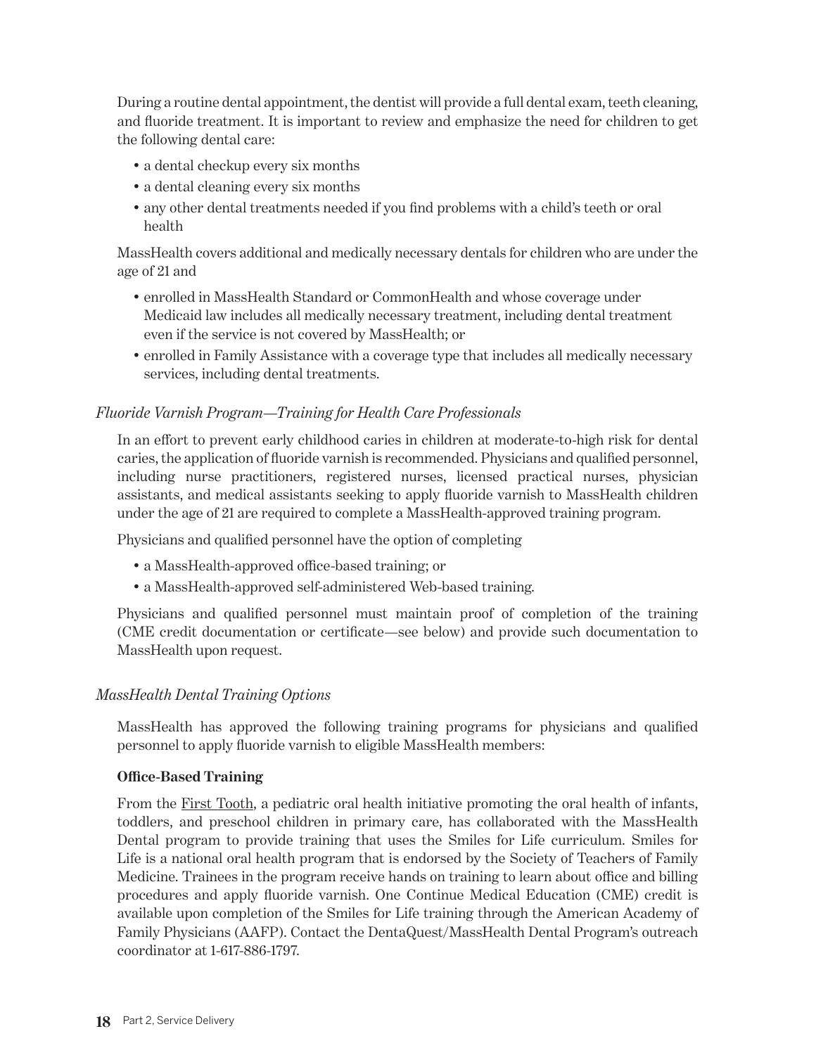During a routine dental appointment, the dentist will provide a full dental exam, teeth cleaning, and fluoride treatment. It is important to review and emphasize the need for children to get the following dental care:

- a dental checkup every six months
- a dental cleaning every six months
- any other dental treatments needed if you find problems with a child's teeth or oral health

MassHealth covers additional and medically necessary dentals for children who are under the age of 21 and

- enrolled in MassHealth Standard or CommonHealth and whose coverage under Medicaid law includes all medically necessary treatment, including dental treatment even if the service is not covered by MassHealth; or
- enrolled in Family Assistance with a coverage type that includes all medically necessary services, including dental treatments.

*Fluoride Varnish Program—Training for Health Care Professionals*

In an effort to prevent early childhood caries in children at moderate-to-high risk for dental caries, the application of fluoride varnish is recommended. Physicians and qualified personnel, including nurse practitioners, registered nurses, licensed practical nurses, physician assistants, and medical assistants seeking to apply fluoride varnish to MassHealth children under the age of 21 are required to complete a MassHealth-approved training program.

Physicians and qualified personnel have the option of completing

- a MassHealth-approved office-based training; or
- a MassHealth-approved self-administered Web-based training.

Physicians and qualified personnel must maintain proof of completion of the training (CME credit documentation or certificate—see below) and provide such documentation to MassHealth upon request.

*MassHealth Dental Training Options*

MassHealth has approved the following training programs for physicians and qualified personnel to apply fluoride varnish to eligible MassHealth members:

**Office-Based Training**

From the First Tooth, a pediatric oral health initiative promoting the oral health of infants, toddlers, and preschool children in primary care, has collaborated with the MassHealth Dental program to provide training that uses the Smiles for Life curriculum. Smiles for Life is a national oral health program that is endorsed by the Society of Teachers of Family Medicine. Trainees in the program receive hands on training to learn about office and billing procedures and apply fluoride varnish. One Continue Medical Education (CME) credit is available upon completion of the Smiles for Life training through the American Academy of Family Physicians (AAFP). Contact the DentaQuest/MassHealth Dental Program's outreach coordinator at 1-617-886-1797.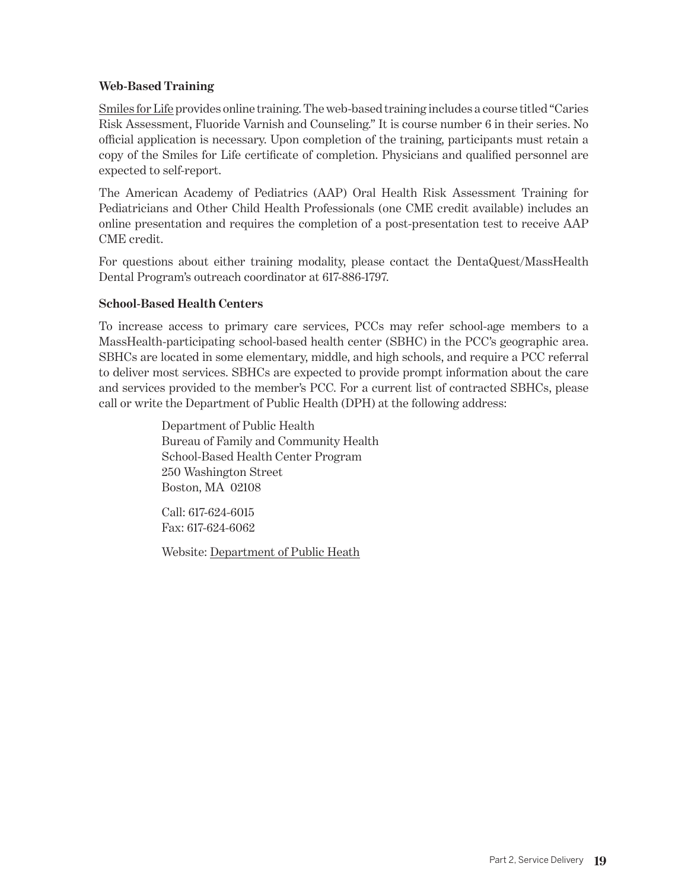### Web-Based Training

Smiles for Life provides online training. The web-based training includes a course titled "Caries Risk Assessment, Fluoride Varnish and Counseling." It is course number 6 in their series. No official application is necessary. Upon completion of the training, participants must retain a copy of the Smiles for Life certificate of completion. Physicians and qualified personnel are expected to self-report.

The American Academy of Pediatrics (AAP) Oral Health Risk Assessment Training for Pediatricians and Other Child Health Professionals (one CME credit available) includes an online presentation and requires the completion of a post-presentation test to receive AAP CME credit.

For questions about either training modality, please contact the DentaQuest/MassHealth Dental Program's outreach coordinator at 617-886-1797.

### School-Based Health Centers

To increase access to primary care services, PCCs may refer school-age members to a MassHealth-participating school-based health center (SBHC) in the PCC's geographic area. SBHCs are located in some elementary, middle, and high schools, and require a PCC referral to deliver most services. SBHCs are expected to provide prompt information about the care and services provided to the member's PCC. For a current list of contracted SBHCs, please call or write the Department of Public Health (DPH) at the following address:

Department of Public Health
Bureau of Family and Community Health
School-Based Health Center Program
250 Washington Street
Boston, MA 02108

Call: 617-624-6015
Fax: 617-624-6062

Website: Department of Public Heath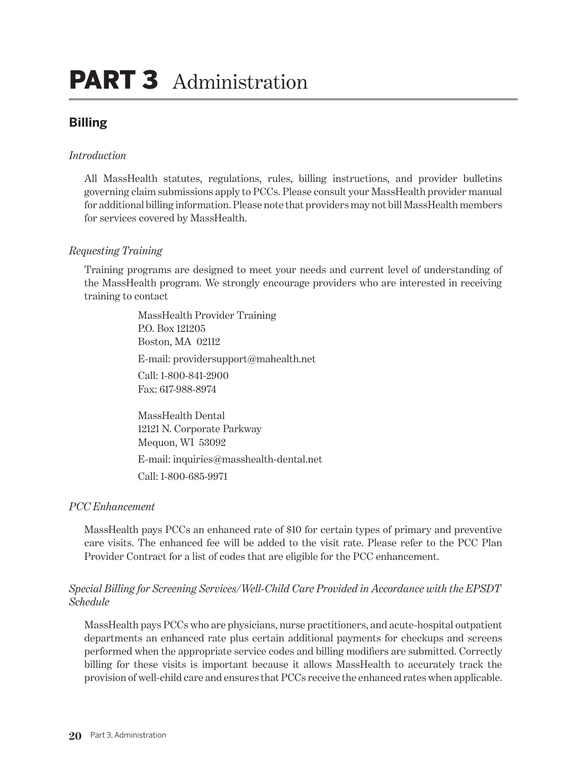# PART 3 Administration

## Billing

*Introduction*

All MassHealth statutes, regulations, rules, billing instructions, and provider bulletins governing claim submissions apply to PCCs. Please consult your MassHealth provider manual for additional billing information. Please note that providers may not bill MassHealth members for services covered by MassHealth.

*Requesting Training*

Training programs are designed to meet your needs and current level of understanding of the MassHealth program. We strongly encourage providers who are interested in receiving training to contact

MassHealth Provider Training
P.O. Box 121205
Boston, MA 02112

E-mail: providersupport@mahealth.net

Call: 1-800-841-2900
Fax: 617-988-8974

MassHealth Dental
12121 N. Corporate Parkway
Mequon, WI 53092

E-mail: inquiries@masshealth-dental.net

Call: 1-800-685-9971

*PCC Enhancement*

MassHealth pays PCCs an enhanced rate of $10 for certain types of primary and preventive care visits. The enhanced fee will be added to the visit rate. Please refer to the PCC Plan Provider Contract for a list of codes that are eligible for the PCC enhancement.

*Special Billing for Screening Services/Well-Child Care Provided in Accordance with the EPSDT Schedule*

MassHealth pays PCCs who are physicians, nurse practitioners, and acute-hospital outpatient departments an enhanced rate plus certain additional payments for checkups and screens performed when the appropriate service codes and billing modifiers are submitted. Correctly billing for these visits is important because it allows MassHealth to accurately track the provision of well-child care and ensures that PCCs receive the enhanced rates when applicable.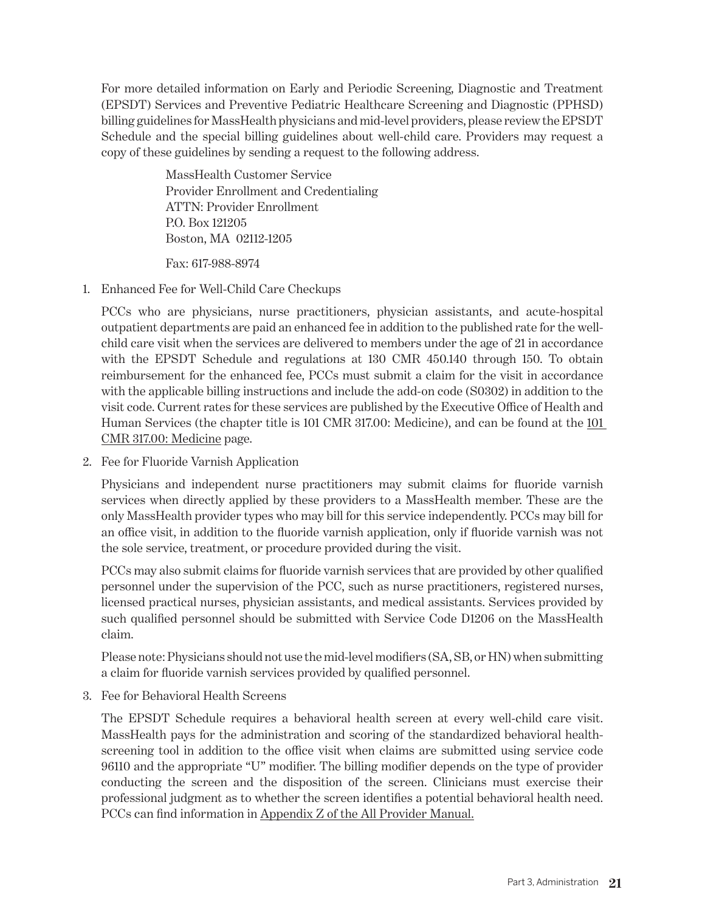For more detailed information on Early and Periodic Screening, Diagnostic and Treatment (EPSDT) Services and Preventive Pediatric Healthcare Screening and Diagnostic (PPHSD) billing guidelines for MassHealth physicians and mid-level providers, please review the EPSDT Schedule and the special billing guidelines about well-child care. Providers may request a copy of these guidelines by sending a request to the following address.

MassHealth Customer Service
Provider Enrollment and Credentialing
ATTN: Provider Enrollment
P.O. Box 121205
Boston, MA 02112-1205

Fax: 617-988-8974

1. Enhanced Fee for Well-Child Care Checkups

   PCCs who are physicians, nurse practitioners, physician assistants, and acute-hospital outpatient departments are paid an enhanced fee in addition to the published rate for the well-child care visit when the services are delivered to members under the age of 21 in accordance with the EPSDT Schedule and regulations at 130 CMR 450.140 through 150. To obtain reimbursement for the enhanced fee, PCCs must submit a claim for the visit in accordance with the applicable billing instructions and include the add-on code (S0302) in addition to the visit code. Current rates for these services are published by the Executive Office of Health and Human Services (the chapter title is 101 CMR 317.00: Medicine), and can be found at the 101 CMR 317.00: Medicine page.

2. Fee for Fluoride Varnish Application

   Physicians and independent nurse practitioners may submit claims for fluoride varnish services when directly applied by these providers to a MassHealth member. These are the only MassHealth provider types who may bill for this service independently. PCCs may bill for an office visit, in addition to the fluoride varnish application, only if fluoride varnish was not the sole service, treatment, or procedure provided during the visit.

   PCCs may also submit claims for fluoride varnish services that are provided by other qualified personnel under the supervision of the PCC, such as nurse practitioners, registered nurses, licensed practical nurses, physician assistants, and medical assistants. Services provided by such qualified personnel should be submitted with Service Code D1206 on the MassHealth claim.

   Please note: Physicians should not use the mid-level modifiers (SA, SB, or HN) when submitting a claim for fluoride varnish services provided by qualified personnel.

3. Fee for Behavioral Health Screens

   The EPSDT Schedule requires a behavioral health screen at every well-child care visit. MassHealth pays for the administration and scoring of the standardized behavioral health-screening tool in addition to the office visit when claims are submitted using service code 96110 and the appropriate "U" modifier. The billing modifier depends on the type of provider conducting the screen and the disposition of the screen. Clinicians must exercise their professional judgment as to whether the screen identifies a potential behavioral health need. PCCs can find information in Appendix Z of the All Provider Manual.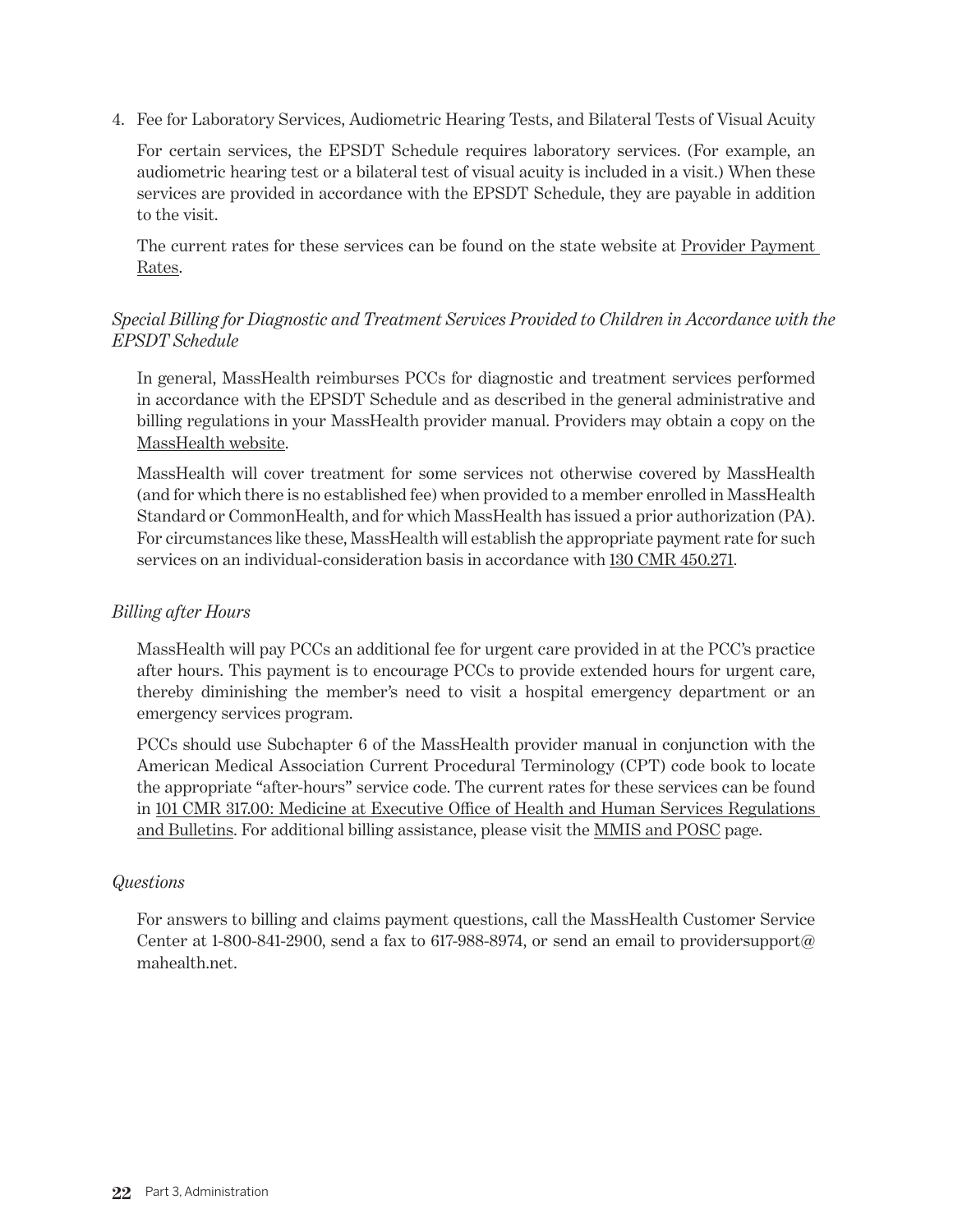4. Fee for Laboratory Services, Audiometric Hearing Tests, and Bilateral Tests of Visual Acuity

   For certain services, the EPSDT Schedule requires laboratory services. (For example, an audiometric hearing test or a bilateral test of visual acuity is included in a visit.) When these services are provided in accordance with the EPSDT Schedule, they are payable in addition to the visit.

   The current rates for these services can be found on the state website at Provider Payment Rates.

*Special Billing for Diagnostic and Treatment Services Provided to Children in Accordance with the EPSDT Schedule*

In general, MassHealth reimburses PCCs for diagnostic and treatment services performed in accordance with the EPSDT Schedule and as described in the general administrative and billing regulations in your MassHealth provider manual. Providers may obtain a copy on the MassHealth website.

MassHealth will cover treatment for some services not otherwise covered by MassHealth (and for which there is no established fee) when provided to a member enrolled in MassHealth Standard or CommonHealth, and for which MassHealth has issued a prior authorization (PA). For circumstances like these, MassHealth will establish the appropriate payment rate for such services on an individual-consideration basis in accordance with 130 CMR 450.271.

*Billing after Hours*

MassHealth will pay PCCs an additional fee for urgent care provided in at the PCC's practice after hours. This payment is to encourage PCCs to provide extended hours for urgent care, thereby diminishing the member's need to visit a hospital emergency department or an emergency services program.

PCCs should use Subchapter 6 of the MassHealth provider manual in conjunction with the American Medical Association Current Procedural Terminology (CPT) code book to locate the appropriate "after-hours" service code. The current rates for these services can be found in 101 CMR 317.00: Medicine at Executive Office of Health and Human Services Regulations and Bulletins. For additional billing assistance, please visit the MMIS and POSC page.

*Questions*

For answers to billing and claims payment questions, call the MassHealth Customer Service Center at 1-800-841-2900, send a fax to 617-988-8974, or send an email to providersupport@mahealth.net.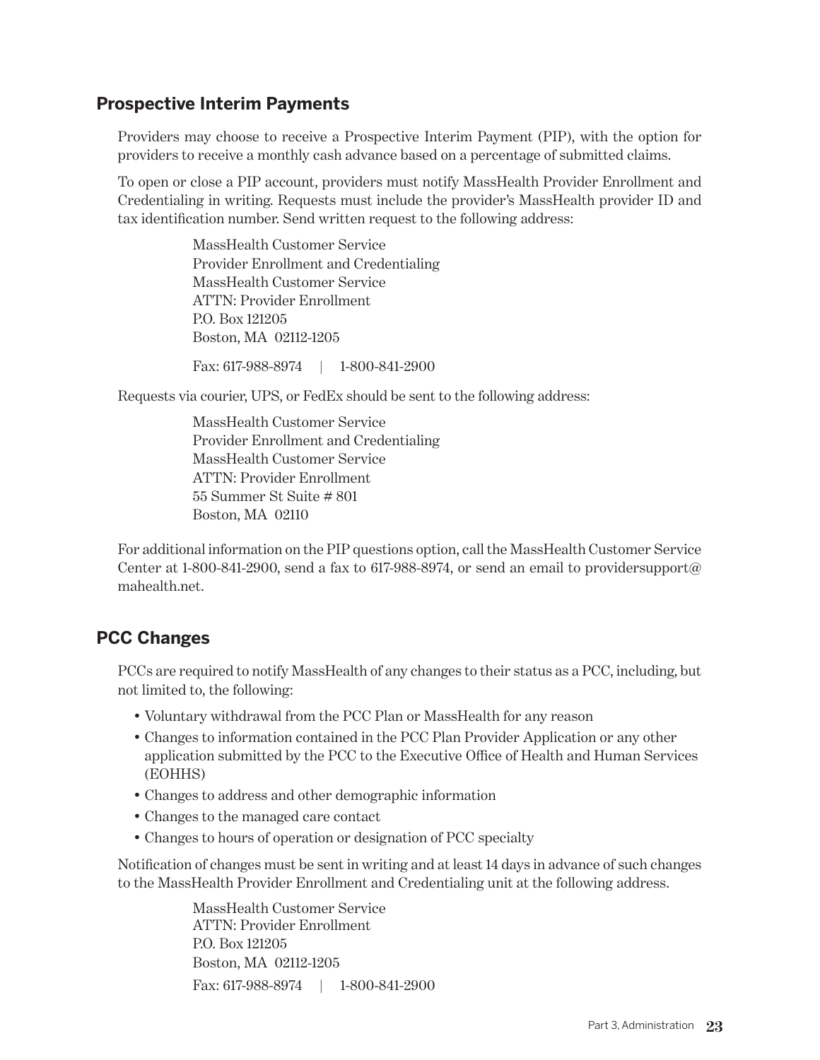## Prospective Interim Payments

Providers may choose to receive a Prospective Interim Payment (PIP), with the option for providers to receive a monthly cash advance based on a percentage of submitted claims.

To open or close a PIP account, providers must notify MassHealth Provider Enrollment and Credentialing in writing. Requests must include the provider's MassHealth provider ID and tax identification number. Send written request to the following address:

MassHealth Customer Service
Provider Enrollment and Credentialing
MassHealth Customer Service
ATTN: Provider Enrollment
P.O. Box 121205
Boston, MA 02112-1205

Fax: 617-988-8974 | 1-800-841-2900

Requests via courier, UPS, or FedEx should be sent to the following address:

MassHealth Customer Service
Provider Enrollment and Credentialing
MassHealth Customer Service
ATTN: Provider Enrollment
55 Summer St Suite # 801
Boston, MA 02110

For additional information on the PIP questions option, call the MassHealth Customer Service Center at 1-800-841-2900, send a fax to 617-988-8974, or send an email to providersupport@mahealth.net.

## PCC Changes

PCCs are required to notify MassHealth of any changes to their status as a PCC, including, but not limited to, the following:

- Voluntary withdrawal from the PCC Plan or MassHealth for any reason
- Changes to information contained in the PCC Plan Provider Application or any other application submitted by the PCC to the Executive Office of Health and Human Services (EOHHS)
- Changes to address and other demographic information
- Changes to the managed care contact
- Changes to hours of operation or designation of PCC specialty

Notification of changes must be sent in writing and at least 14 days in advance of such changes to the MassHealth Provider Enrollment and Credentialing unit at the following address.

MassHealth Customer Service
ATTN: Provider Enrollment
P.O. Box 121205
Boston, MA 02112-1205

Fax: 617-988-8974 | 1-800-841-2900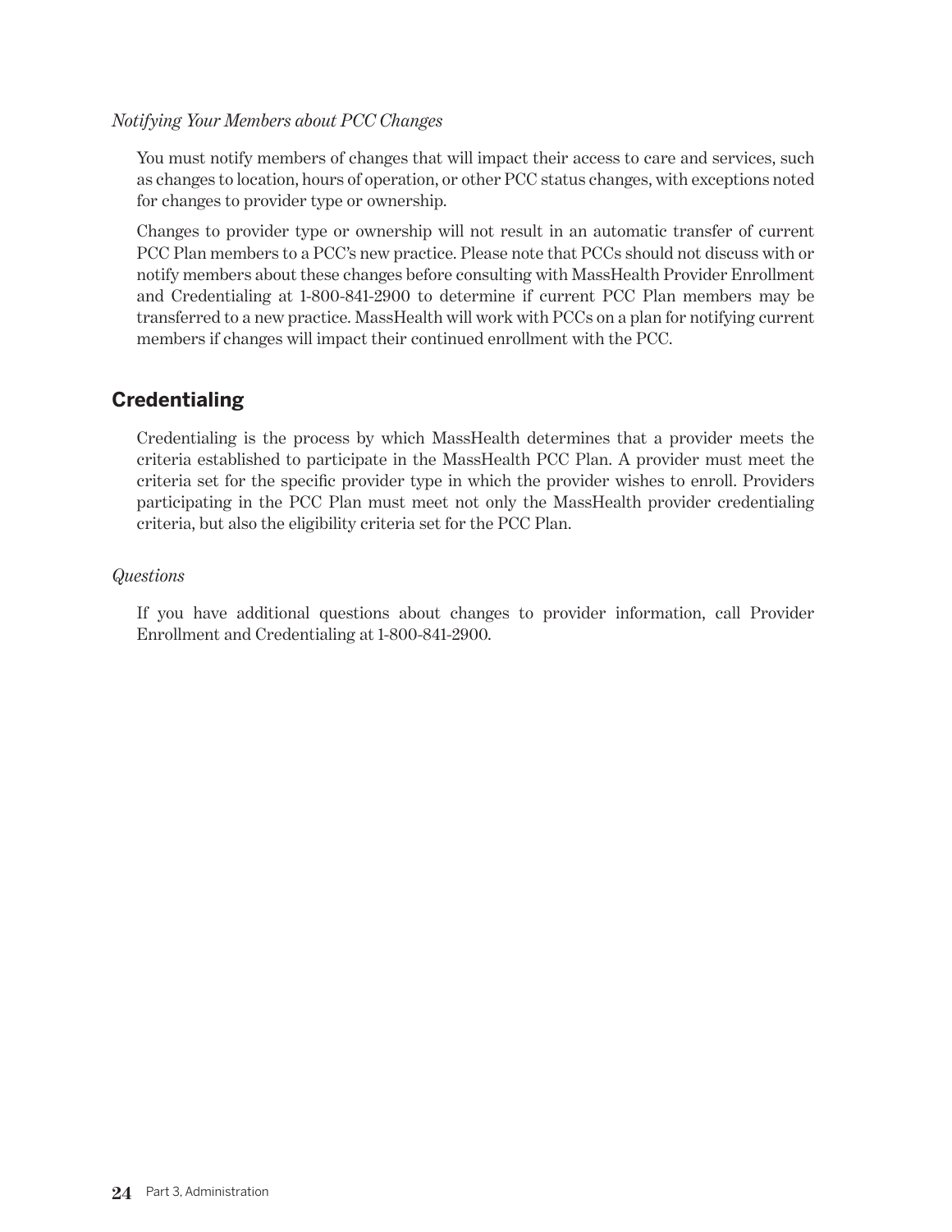*Notifying Your Members about PCC Changes*

You must notify members of changes that will impact their access to care and services, such as changes to location, hours of operation, or other PCC status changes, with exceptions noted for changes to provider type or ownership.

Changes to provider type or ownership will not result in an automatic transfer of current PCC Plan members to a PCC's new practice. Please note that PCCs should not discuss with or notify members about these changes before consulting with MassHealth Provider Enrollment and Credentialing at 1-800-841-2900 to determine if current PCC Plan members may be transferred to a new practice. MassHealth will work with PCCs on a plan for notifying current members if changes will impact their continued enrollment with the PCC.

## Credentialing

Credentialing is the process by which MassHealth determines that a provider meets the criteria established to participate in the MassHealth PCC Plan. A provider must meet the criteria set for the specific provider type in which the provider wishes to enroll. Providers participating in the PCC Plan must meet not only the MassHealth provider credentialing criteria, but also the eligibility criteria set for the PCC Plan.

*Questions*

If you have additional questions about changes to provider information, call Provider Enrollment and Credentialing at 1-800-841-2900.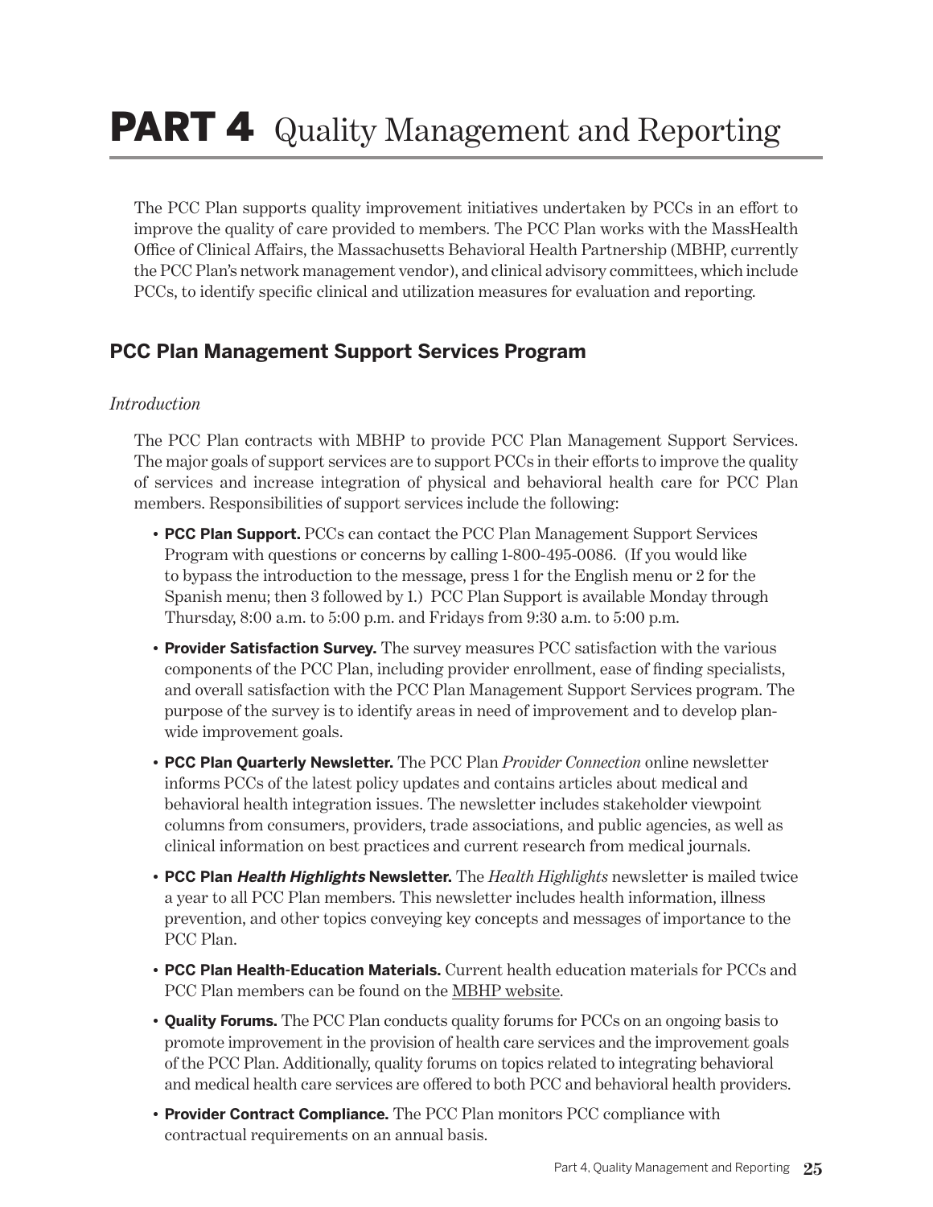# PART 4 Quality Management and Reporting

The PCC Plan supports quality improvement initiatives undertaken by PCCs in an effort to improve the quality of care provided to members. The PCC Plan works with the MassHealth Office of Clinical Affairs, the Massachusetts Behavioral Health Partnership (MBHP, currently the PCC Plan's network management vendor), and clinical advisory committees, which include PCCs, to identify specific clinical and utilization measures for evaluation and reporting.

## PCC Plan Management Support Services Program

*Introduction*

The PCC Plan contracts with MBHP to provide PCC Plan Management Support Services. The major goals of support services are to support PCCs in their efforts to improve the quality of services and increase integration of physical and behavioral health care for PCC Plan members. Responsibilities of support services include the following:

- **PCC Plan Support.** PCCs can contact the PCC Plan Management Support Services Program with questions or concerns by calling 1-800-495-0086. (If you would like to bypass the introduction to the message, press 1 for the English menu or 2 for the Spanish menu; then 3 followed by 1.) PCC Plan Support is available Monday through Thursday, 8:00 a.m. to 5:00 p.m. and Fridays from 9:30 a.m. to 5:00 p.m.
- **Provider Satisfaction Survey.** The survey measures PCC satisfaction with the various components of the PCC Plan, including provider enrollment, ease of finding specialists, and overall satisfaction with the PCC Plan Management Support Services program. The purpose of the survey is to identify areas in need of improvement and to develop plan-wide improvement goals.
- **PCC Plan Quarterly Newsletter.** The PCC Plan *Provider Connection* online newsletter informs PCCs of the latest policy updates and contains articles about medical and behavioral health integration issues. The newsletter includes stakeholder viewpoint columns from consumers, providers, trade associations, and public agencies, as well as clinical information on best practices and current research from medical journals.
- **PCC Plan *Health Highlights* Newsletter.** The *Health Highlights* newsletter is mailed twice a year to all PCC Plan members. This newsletter includes health information, illness prevention, and other topics conveying key concepts and messages of importance to the PCC Plan.
- **PCC Plan Health-Education Materials.** Current health education materials for PCCs and PCC Plan members can be found on the MBHP website.
- **Quality Forums.** The PCC Plan conducts quality forums for PCCs on an ongoing basis to promote improvement in the provision of health care services and the improvement goals of the PCC Plan. Additionally, quality forums on topics related to integrating behavioral and medical health care services are offered to both PCC and behavioral health providers.
- **Provider Contract Compliance.** The PCC Plan monitors PCC compliance with contractual requirements on an annual basis.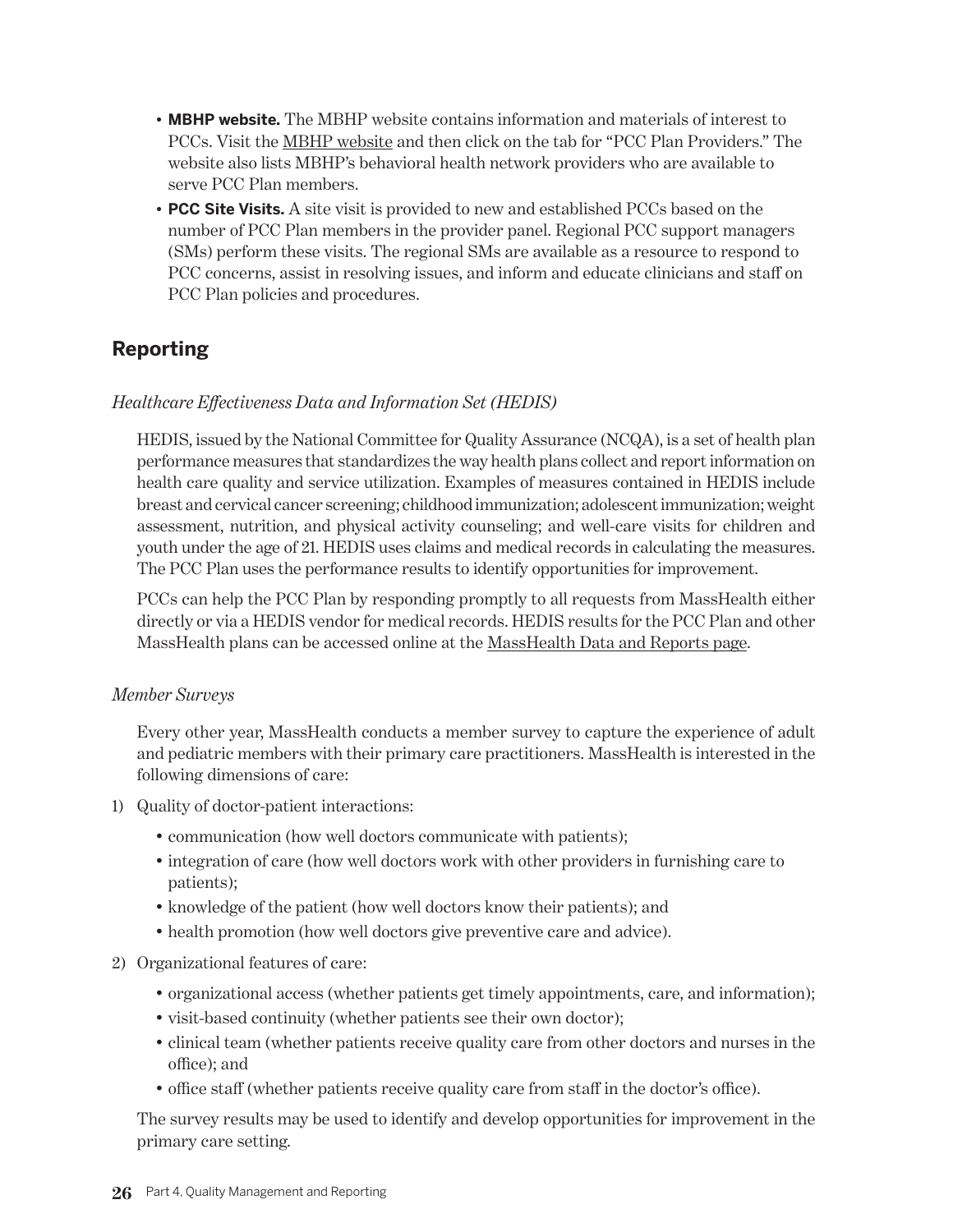- **MBHP website.** The MBHP website contains information and materials of interest to PCCs. Visit the MBHP website and then click on the tab for "PCC Plan Providers." The website also lists MBHP's behavioral health network providers who are available to serve PCC Plan members.
- **PCC Site Visits.** A site visit is provided to new and established PCCs based on the number of PCC Plan members in the provider panel. Regional PCC support managers (SMs) perform these visits. The regional SMs are available as a resource to respond to PCC concerns, assist in resolving issues, and inform and educate clinicians and staff on PCC Plan policies and procedures.

## Reporting

*Healthcare Effectiveness Data and Information Set (HEDIS)*

HEDIS, issued by the National Committee for Quality Assurance (NCQA), is a set of health plan performance measures that standardizes the way health plans collect and report information on health care quality and service utilization. Examples of measures contained in HEDIS include breast and cervical cancer screening; childhood immunization; adolescent immunization; weight assessment, nutrition, and physical activity counseling; and well-care visits for children and youth under the age of 21. HEDIS uses claims and medical records in calculating the measures. The PCC Plan uses the performance results to identify opportunities for improvement.

PCCs can help the PCC Plan by responding promptly to all requests from MassHealth either directly or via a HEDIS vendor for medical records. HEDIS results for the PCC Plan and other MassHealth plans can be accessed online at the MassHealth Data and Reports page.

*Member Surveys*

Every other year, MassHealth conducts a member survey to capture the experience of adult and pediatric members with their primary care practitioners. MassHealth is interested in the following dimensions of care:

1) Quality of doctor-patient interactions:
   - communication (how well doctors communicate with patients);
   - integration of care (how well doctors work with other providers in furnishing care to patients);
   - knowledge of the patient (how well doctors know their patients); and
   - health promotion (how well doctors give preventive care and advice).
2) Organizational features of care:
   - organizational access (whether patients get timely appointments, care, and information);
   - visit-based continuity (whether patients see their own doctor);
   - clinical team (whether patients receive quality care from other doctors and nurses in the office); and
   - office staff (whether patients receive quality care from staff in the doctor's office).

The survey results may be used to identify and develop opportunities for improvement in the primary care setting.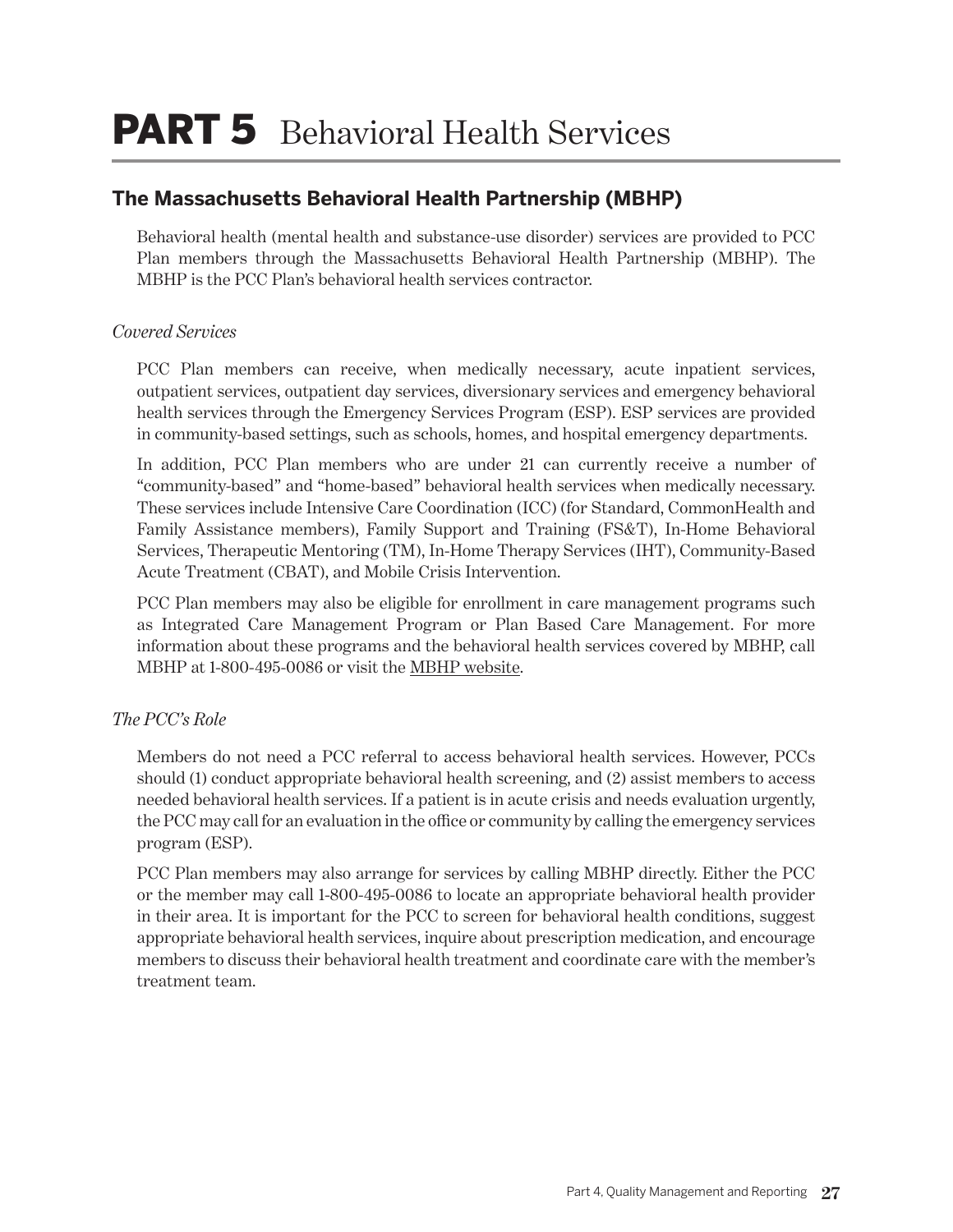# PART 5 Behavioral Health Services

## The Massachusetts Behavioral Health Partnership (MBHP)

Behavioral health (mental health and substance-use disorder) services are provided to PCC Plan members through the Massachusetts Behavioral Health Partnership (MBHP). The MBHP is the PCC Plan's behavioral health services contractor.

*Covered Services*

PCC Plan members can receive, when medically necessary, acute inpatient services, outpatient services, outpatient day services, diversionary services and emergency behavioral health services through the Emergency Services Program (ESP). ESP services are provided in community-based settings, such as schools, homes, and hospital emergency departments.

In addition, PCC Plan members who are under 21 can currently receive a number of "community-based" and "home-based" behavioral health services when medically necessary. These services include Intensive Care Coordination (ICC) (for Standard, CommonHealth and Family Assistance members), Family Support and Training (FS&T), In-Home Behavioral Services, Therapeutic Mentoring (TM), In-Home Therapy Services (IHT), Community-Based Acute Treatment (CBAT), and Mobile Crisis Intervention.

PCC Plan members may also be eligible for enrollment in care management programs such as Integrated Care Management Program or Plan Based Care Management. For more information about these programs and the behavioral health services covered by MBHP, call MBHP at 1-800-495-0086 or visit the MBHP website.

*The PCC's Role*

Members do not need a PCC referral to access behavioral health services. However, PCCs should (1) conduct appropriate behavioral health screening, and (2) assist members to access needed behavioral health services. If a patient is in acute crisis and needs evaluation urgently, the PCC may call for an evaluation in the office or community by calling the emergency services program (ESP).

PCC Plan members may also arrange for services by calling MBHP directly. Either the PCC or the member may call 1-800-495-0086 to locate an appropriate behavioral health provider in their area. It is important for the PCC to screen for behavioral health conditions, suggest appropriate behavioral health services, inquire about prescription medication, and encourage members to discuss their behavioral health treatment and coordinate care with the member's treatment team.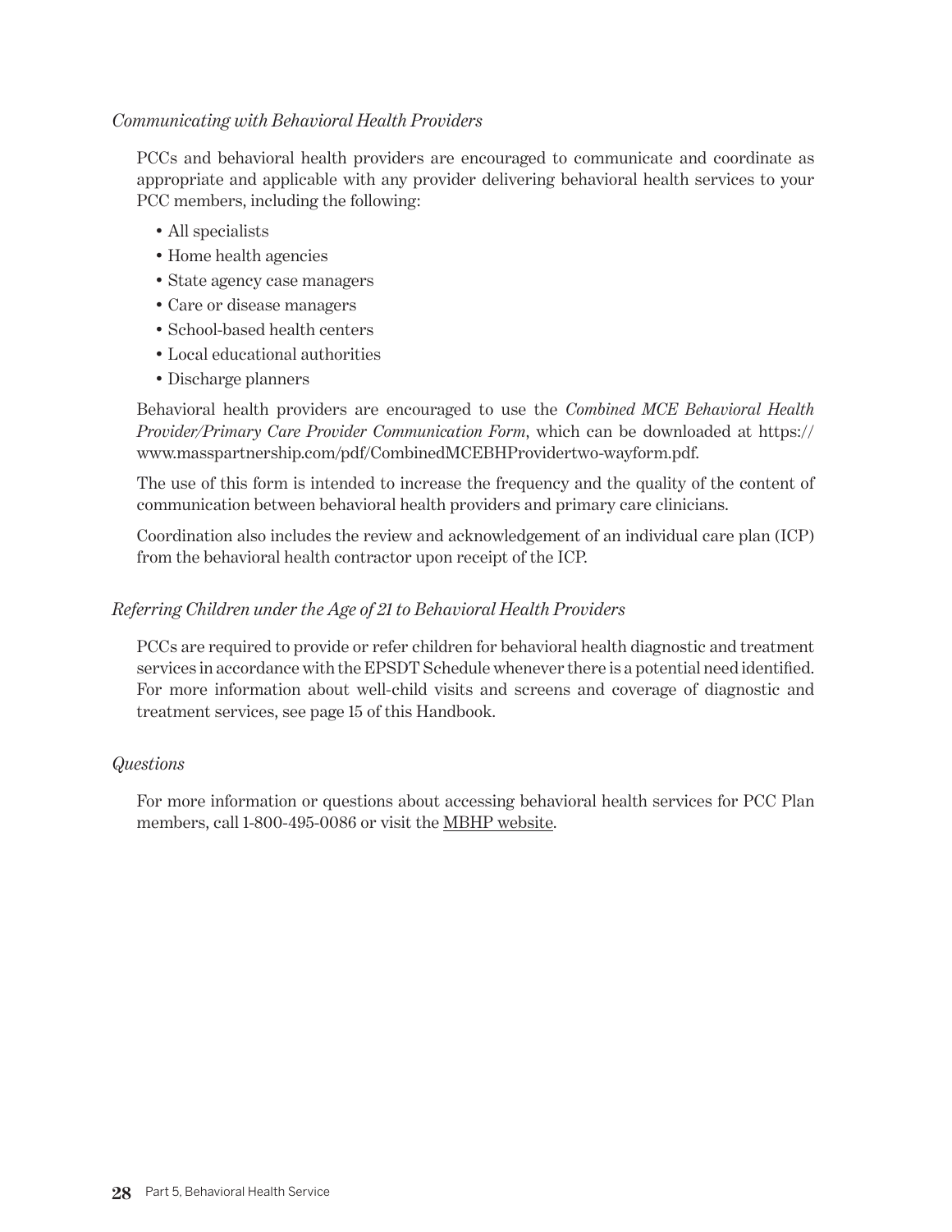*Communicating with Behavioral Health Providers*

PCCs and behavioral health providers are encouraged to communicate and coordinate as appropriate and applicable with any provider delivering behavioral health services to your PCC members, including the following:

- All specialists
- Home health agencies
- State agency case managers
- Care or disease managers
- School-based health centers
- Local educational authorities
- Discharge planners

Behavioral health providers are encouraged to use the *Combined MCE Behavioral Health Provider/Primary Care Provider Communication Form*, which can be downloaded at https://www.masspartnership.com/pdf/CombinedMCEBHProvidertwo-wayform.pdf.

The use of this form is intended to increase the frequency and the quality of the content of communication between behavioral health providers and primary care clinicians.

Coordination also includes the review and acknowledgement of an individual care plan (ICP) from the behavioral health contractor upon receipt of the ICP.

*Referring Children under the Age of 21 to Behavioral Health Providers*

PCCs are required to provide or refer children for behavioral health diagnostic and treatment services in accordance with the EPSDT Schedule whenever there is a potential need identified. For more information about well-child visits and screens and coverage of diagnostic and treatment services, see page 15 of this Handbook.

*Questions*

For more information or questions about accessing behavioral health services for PCC Plan members, call 1-800-495-0086 or visit the MBHP website.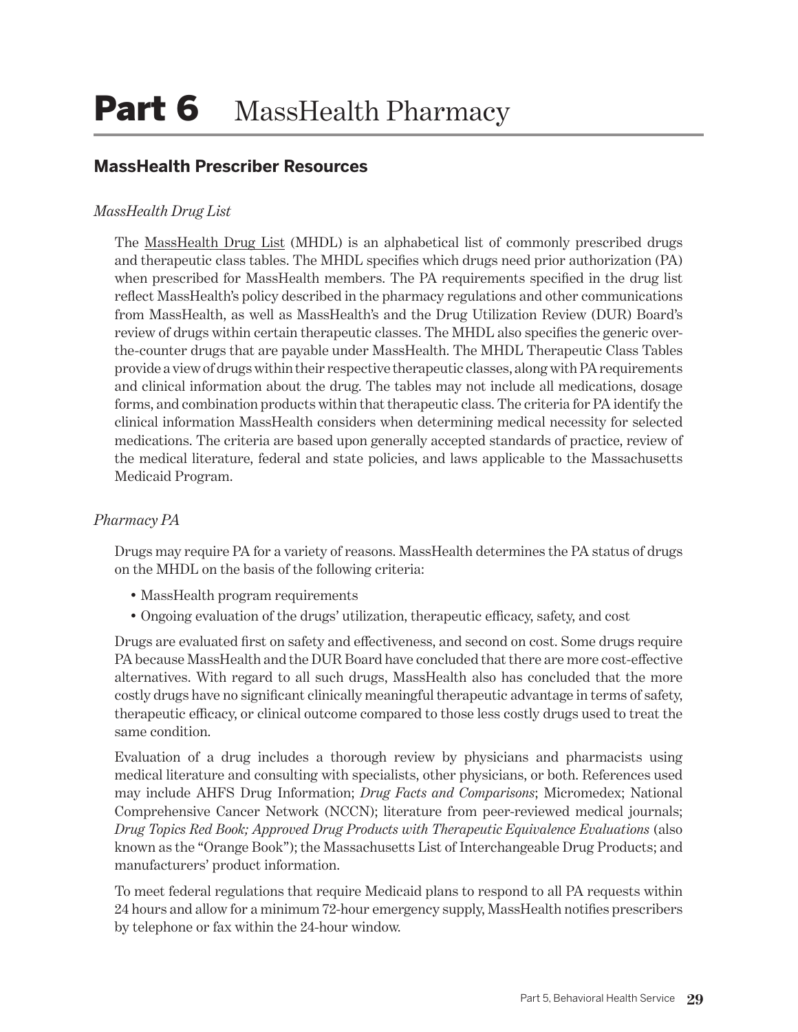# Part 6 MassHealth Pharmacy

## MassHealth Prescriber Resources

*MassHealth Drug List*

The MassHealth Drug List (MHDL) is an alphabetical list of commonly prescribed drugs and therapeutic class tables. The MHDL specifies which drugs need prior authorization (PA) when prescribed for MassHealth members. The PA requirements specified in the drug list reflect MassHealth's policy described in the pharmacy regulations and other communications from MassHealth, as well as MassHealth's and the Drug Utilization Review (DUR) Board's review of drugs within certain therapeutic classes. The MHDL also specifies the generic over-the-counter drugs that are payable under MassHealth. The MHDL Therapeutic Class Tables provide a view of drugs within their respective therapeutic classes, along with PA requirements and clinical information about the drug. The tables may not include all medications, dosage forms, and combination products within that therapeutic class. The criteria for PA identify the clinical information MassHealth considers when determining medical necessity for selected medications. The criteria are based upon generally accepted standards of practice, review of the medical literature, federal and state policies, and laws applicable to the Massachusetts Medicaid Program.

*Pharmacy PA*

Drugs may require PA for a variety of reasons. MassHealth determines the PA status of drugs on the MHDL on the basis of the following criteria:

- MassHealth program requirements
- Ongoing evaluation of the drugs' utilization, therapeutic efficacy, safety, and cost

Drugs are evaluated first on safety and effectiveness, and second on cost. Some drugs require PA because MassHealth and the DUR Board have concluded that there are more cost-effective alternatives. With regard to all such drugs, MassHealth also has concluded that the more costly drugs have no significant clinically meaningful therapeutic advantage in terms of safety, therapeutic efficacy, or clinical outcome compared to those less costly drugs used to treat the same condition.

Evaluation of a drug includes a thorough review by physicians and pharmacists using medical literature and consulting with specialists, other physicians, or both. References used may include AHFS Drug Information; *Drug Facts and Comparisons*; Micromedex; National Comprehensive Cancer Network (NCCN); literature from peer-reviewed medical journals; *Drug Topics Red Book; Approved Drug Products with Therapeutic Equivalence Evaluations* (also known as the "Orange Book"); the Massachusetts List of Interchangeable Drug Products; and manufacturers' product information.

To meet federal regulations that require Medicaid plans to respond to all PA requests within 24 hours and allow for a minimum 72-hour emergency supply, MassHealth notifies prescribers by telephone or fax within the 24-hour window.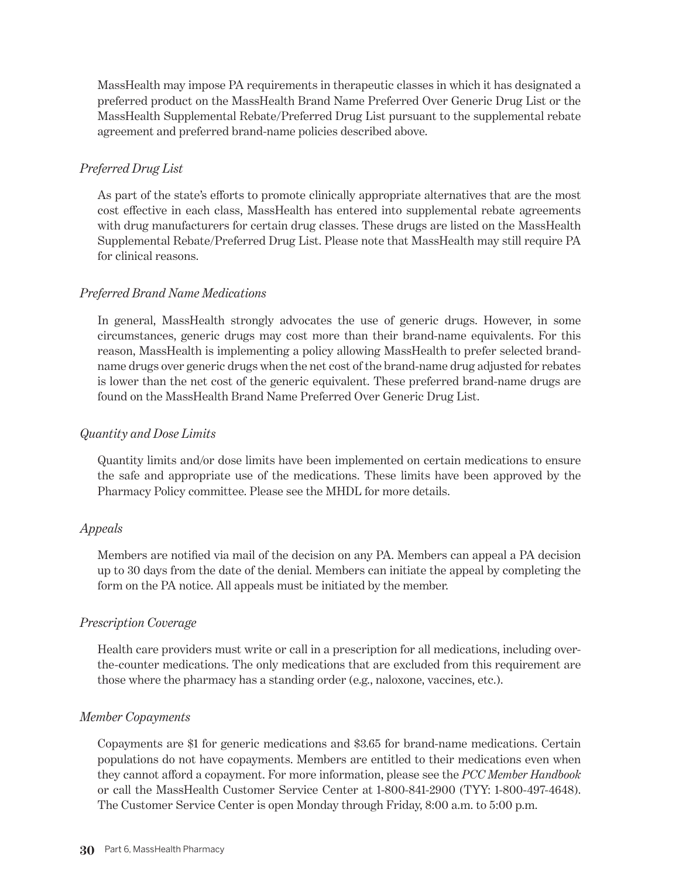MassHealth may impose PA requirements in therapeutic classes in which it has designated a preferred product on the MassHealth Brand Name Preferred Over Generic Drug List or the MassHealth Supplemental Rebate/Preferred Drug List pursuant to the supplemental rebate agreement and preferred brand-name policies described above.

*Preferred Drug List*

As part of the state's efforts to promote clinically appropriate alternatives that are the most cost effective in each class, MassHealth has entered into supplemental rebate agreements with drug manufacturers for certain drug classes. These drugs are listed on the MassHealth Supplemental Rebate/Preferred Drug List. Please note that MassHealth may still require PA for clinical reasons.

*Preferred Brand Name Medications*

In general, MassHealth strongly advocates the use of generic drugs. However, in some circumstances, generic drugs may cost more than their brand-name equivalents. For this reason, MassHealth is implementing a policy allowing MassHealth to prefer selected brand-name drugs over generic drugs when the net cost of the brand-name drug adjusted for rebates is lower than the net cost of the generic equivalent. These preferred brand-name drugs are found on the MassHealth Brand Name Preferred Over Generic Drug List.

*Quantity and Dose Limits*

Quantity limits and/or dose limits have been implemented on certain medications to ensure the safe and appropriate use of the medications. These limits have been approved by the Pharmacy Policy committee. Please see the MHDL for more details.

*Appeals*

Members are notified via mail of the decision on any PA. Members can appeal a PA decision up to 30 days from the date of the denial. Members can initiate the appeal by completing the form on the PA notice. All appeals must be initiated by the member.

*Prescription Coverage*

Health care providers must write or call in a prescription for all medications, including over-the-counter medications. The only medications that are excluded from this requirement are those where the pharmacy has a standing order (e.g., naloxone, vaccines, etc.).

*Member Copayments*

Copayments are $1 for generic medications and $3.65 for brand-name medications. Certain populations do not have copayments. Members are entitled to their medications even when they cannot afford a copayment. For more information, please see the *PCC Member Handbook* or call the MassHealth Customer Service Center at 1-800-841-2900 (TYY: 1-800-497-4648). The Customer Service Center is open Monday through Friday, 8:00 a.m. to 5:00 p.m.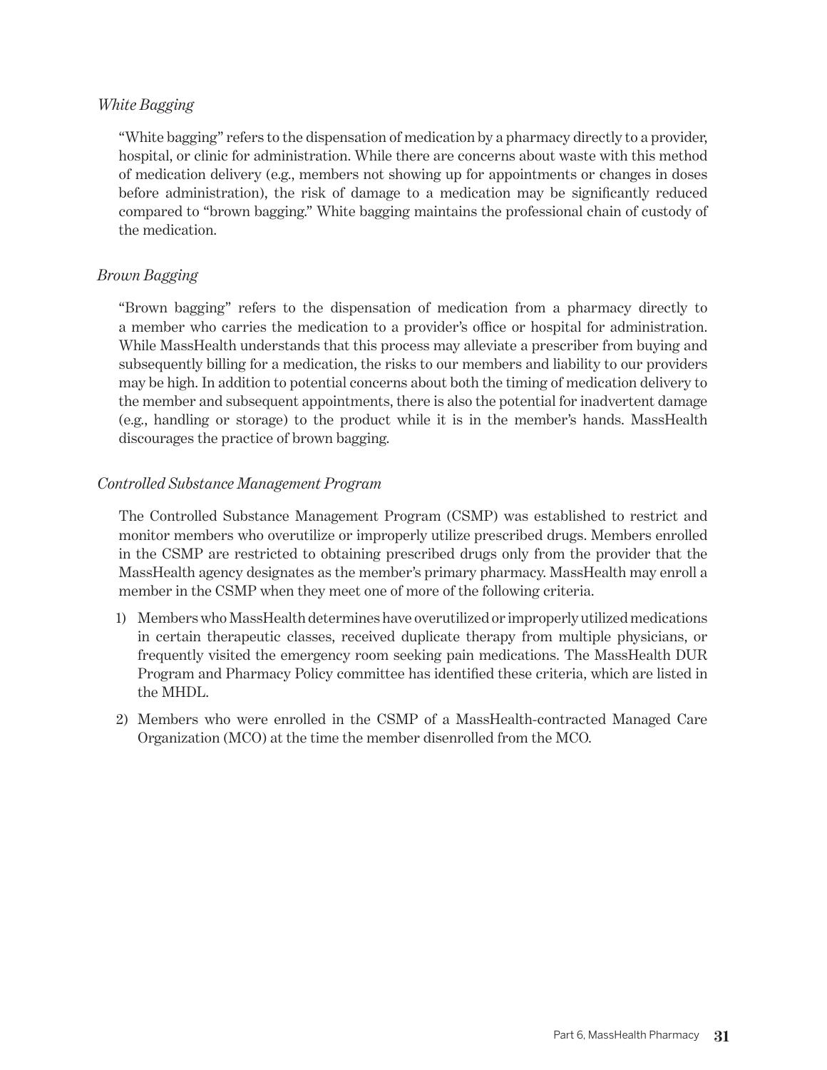### *White Bagging*

"White bagging" refers to the dispensation of medication by a pharmacy directly to a provider, hospital, or clinic for administration. While there are concerns about waste with this method of medication delivery (e.g., members not showing up for appointments or changes in doses before administration), the risk of damage to a medication may be significantly reduced compared to "brown bagging." White bagging maintains the professional chain of custody of the medication.

### *Brown Bagging*

"Brown bagging" refers to the dispensation of medication from a pharmacy directly to a member who carries the medication to a provider's office or hospital for administration. While MassHealth understands that this process may alleviate a prescriber from buying and subsequently billing for a medication, the risks to our members and liability to our providers may be high. In addition to potential concerns about both the timing of medication delivery to the member and subsequent appointments, there is also the potential for inadvertent damage (e.g., handling or storage) to the product while it is in the member's hands. MassHealth discourages the practice of brown bagging.

### *Controlled Substance Management Program*

The Controlled Substance Management Program (CSMP) was established to restrict and monitor members who overutilize or improperly utilize prescribed drugs. Members enrolled in the CSMP are restricted to obtaining prescribed drugs only from the provider that the MassHealth agency designates as the member's primary pharmacy. MassHealth may enroll a member in the CSMP when they meet one of more of the following criteria.

1) Members who MassHealth determines have overutilized or improperly utilized medications in certain therapeutic classes, received duplicate therapy from multiple physicians, or frequently visited the emergency room seeking pain medications. The MassHealth DUR Program and Pharmacy Policy committee has identified these criteria, which are listed in the MHDL.

2) Members who were enrolled in the CSMP of a MassHealth-contracted Managed Care Organization (MCO) at the time the member disenrolled from the MCO.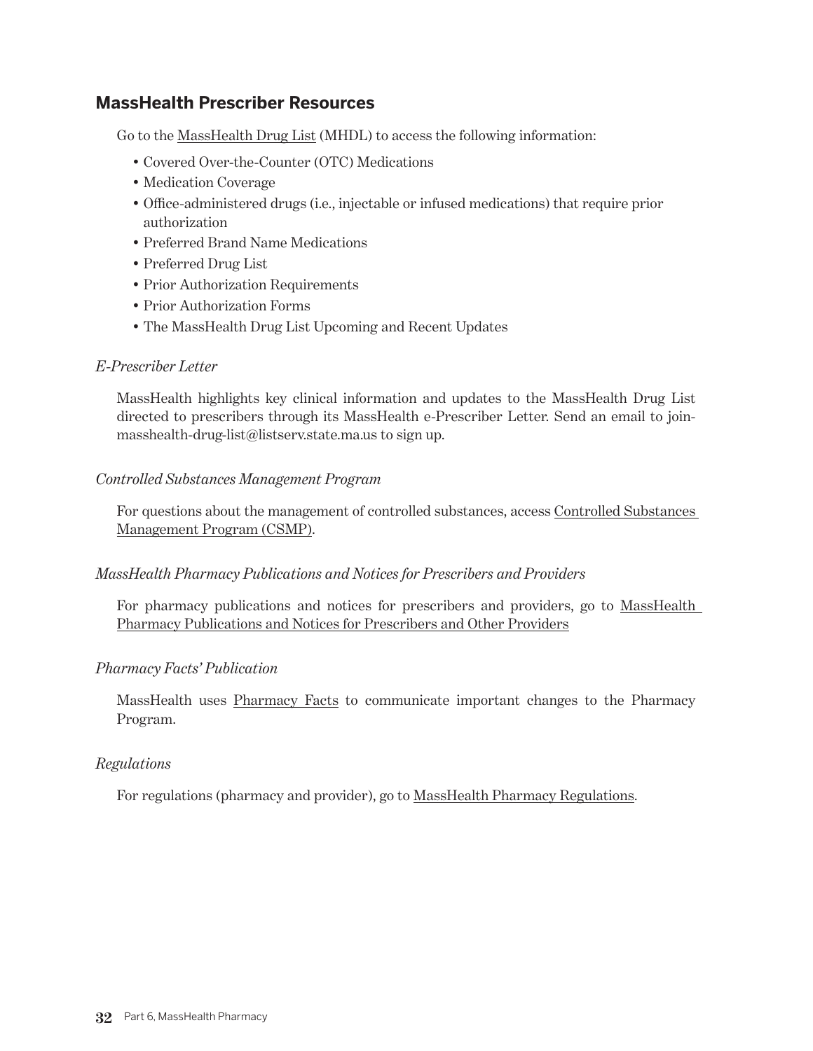## MassHealth Prescriber Resources

Go to the MassHealth Drug List (MHDL) to access the following information:

- Covered Over-the-Counter (OTC) Medications
- Medication Coverage
- Office-administered drugs (i.e., injectable or infused medications) that require prior authorization
- Preferred Brand Name Medications
- Preferred Drug List
- Prior Authorization Requirements
- Prior Authorization Forms
- The MassHealth Drug List Upcoming and Recent Updates

*E-Prescriber Letter*

MassHealth highlights key clinical information and updates to the MassHealth Drug List directed to prescribers through its MassHealth e-Prescriber Letter. Send an email to join-masshealth-drug-list@listserv.state.ma.us to sign up.

*Controlled Substances Management Program*

For questions about the management of controlled substances, access Controlled Substances Management Program (CSMP).

*MassHealth Pharmacy Publications and Notices for Prescribers and Providers*

For pharmacy publications and notices for prescribers and providers, go to MassHealth Pharmacy Publications and Notices for Prescribers and Other Providers

*Pharmacy Facts' Publication*

MassHealth uses Pharmacy Facts to communicate important changes to the Pharmacy Program.

*Regulations*

For regulations (pharmacy and provider), go to MassHealth Pharmacy Regulations.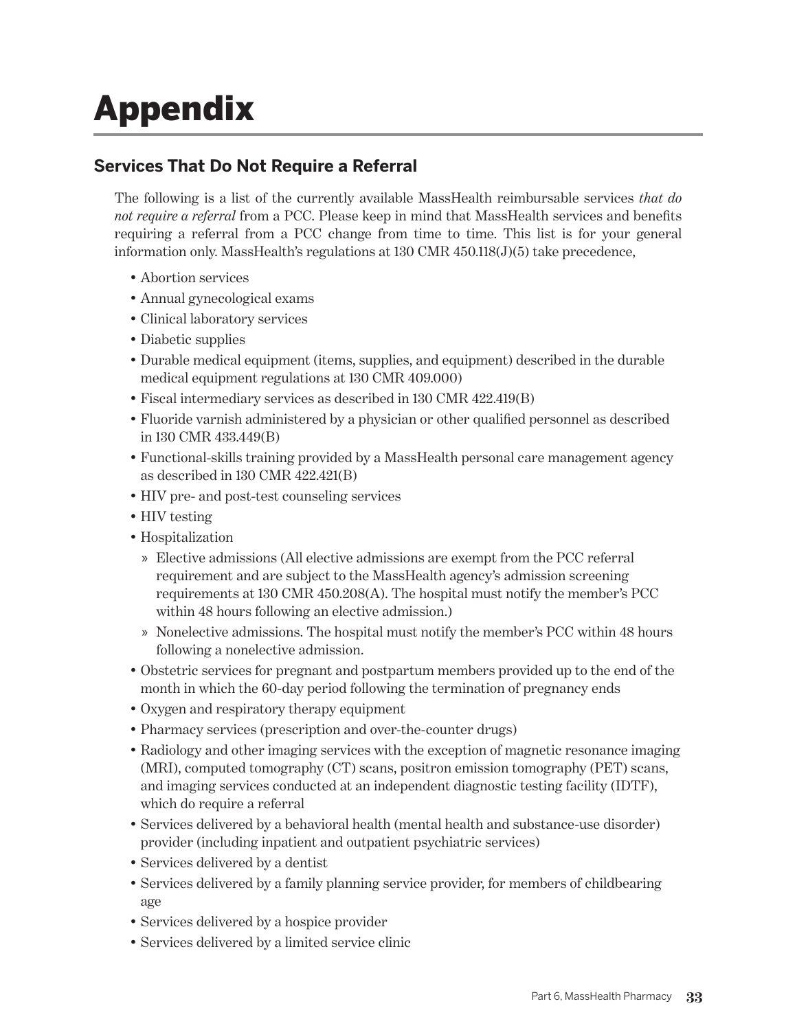# Appendix

## Services That Do Not Require a Referral

The following is a list of the currently available MassHealth reimbursable services *that do not require a referral* from a PCC. Please keep in mind that MassHealth services and benefits requiring a referral from a PCC change from time to time. This list is for your general information only. MassHealth's regulations at 130 CMR 450.118(J)(5) take precedence,

- Abortion services
- Annual gynecological exams
- Clinical laboratory services
- Diabetic supplies
- Durable medical equipment (items, supplies, and equipment) described in the durable medical equipment regulations at 130 CMR 409.000)
- Fiscal intermediary services as described in 130 CMR 422.419(B)
- Fluoride varnish administered by a physician or other qualified personnel as described in 130 CMR 433.449(B)
- Functional-skills training provided by a MassHealth personal care management agency as described in 130 CMR 422.421(B)
- HIV pre- and post-test counseling services
- HIV testing
- Hospitalization
  - » Elective admissions (All elective admissions are exempt from the PCC referral requirement and are subject to the MassHealth agency's admission screening requirements at 130 CMR 450.208(A). The hospital must notify the member's PCC within 48 hours following an elective admission.)
  - » Nonelective admissions. The hospital must notify the member's PCC within 48 hours following a nonelective admission.
- Obstetric services for pregnant and postpartum members provided up to the end of the month in which the 60-day period following the termination of pregnancy ends
- Oxygen and respiratory therapy equipment
- Pharmacy services (prescription and over-the-counter drugs)
- Radiology and other imaging services with the exception of magnetic resonance imaging (MRI), computed tomography (CT) scans, positron emission tomography (PET) scans, and imaging services conducted at an independent diagnostic testing facility (IDTF), which do require a referral
- Services delivered by a behavioral health (mental health and substance-use disorder) provider (including inpatient and outpatient psychiatric services)
- Services delivered by a dentist
- Services delivered by a family planning service provider, for members of childbearing age
- Services delivered by a hospice provider
- Services delivered by a limited service clinic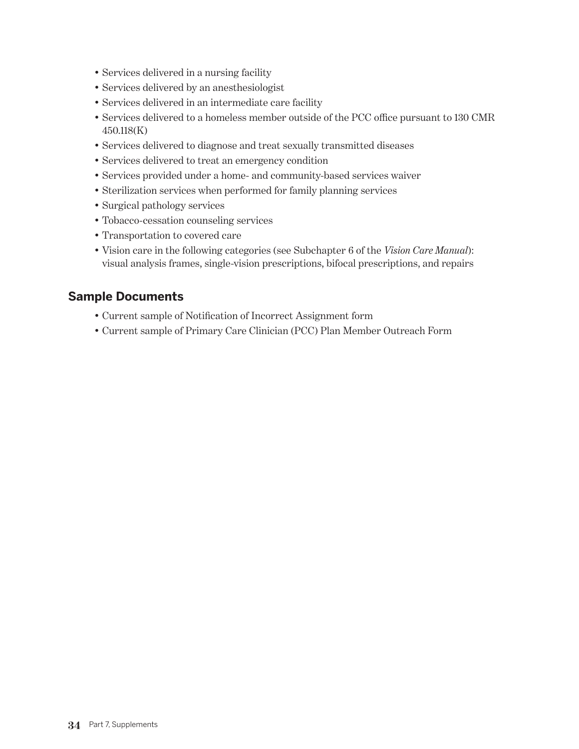- Services delivered in a nursing facility
- Services delivered by an anesthesiologist
- Services delivered in an intermediate care facility
- Services delivered to a homeless member outside of the PCC office pursuant to 130 CMR 450.118(K)
- Services delivered to diagnose and treat sexually transmitted diseases
- Services delivered to treat an emergency condition
- Services provided under a home- and community-based services waiver
- Sterilization services when performed for family planning services
- Surgical pathology services
- Tobacco-cessation counseling services
- Transportation to covered care
- Vision care in the following categories (see Subchapter 6 of the *Vision Care Manual*): visual analysis frames, single-vision prescriptions, bifocal prescriptions, and repairs

## Sample Documents

- Current sample of Notification of Incorrect Assignment form
- Current sample of Primary Care Clinician (PCC) Plan Member Outreach Form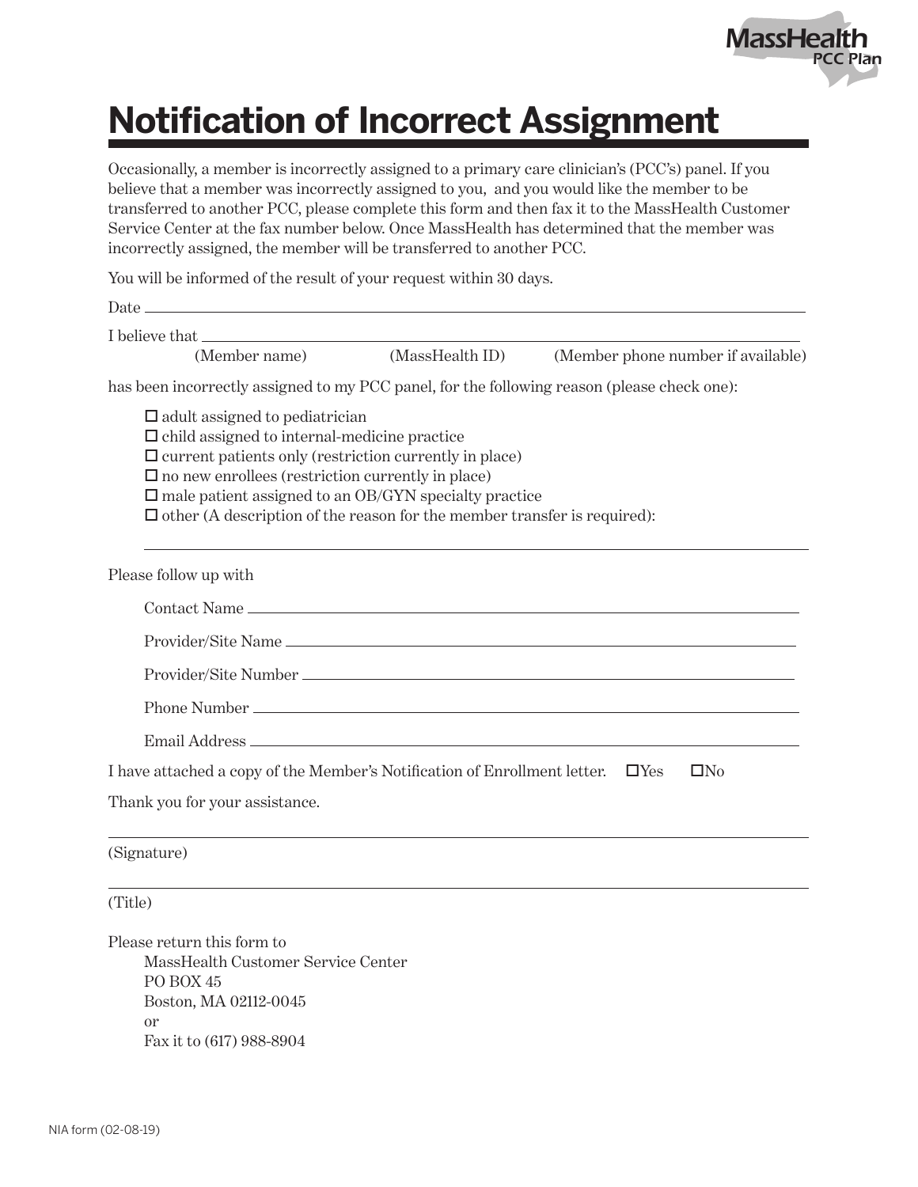MassHealth
PCC Plan

# Notification of Incorrect Assignment

Occasionally, a member is incorrectly assigned to a primary care clinician's (PCC's) panel. If you believe that a member was incorrectly assigned to you, and you would like the member to be transferred to another PCC, please complete this form and then fax it to the MassHealth Customer Service Center at the fax number below. Once MassHealth has determined that the member was incorrectly assigned, the member will be transferred to another PCC.

You will be informed of the result of your request within 30 days.

Date ______________________________

I believe that ______________________________
(Member name) (MassHealth ID) (Member phone number if available)

has been incorrectly assigned to my PCC panel, for the following reason (please check one):

- ☐ adult assigned to pediatrician
- ☐ child assigned to internal-medicine practice
- ☐ current patients only (restriction currently in place)
- ☐ no new enrollees (restriction currently in place)
- ☐ male patient assigned to an OB/GYN specialty practice
- ☐ other (A description of the reason for the member transfer is required):

______________________________

Please follow up with

Contact Name ______________________________

Provider/Site Name ______________________________

Provider/Site Number ______________________________

Phone Number ______________________________

Email Address ______________________________

I have attached a copy of the Member's Notification of Enrollment letter. ☐Yes ☐No

Thank you for your assistance.

______________________________
(Signature)

______________________________
(Title)

Please return this form to
MassHealth Customer Service Center
PO BOX 45
Boston, MA 02112-0045
or
Fax it to (617) 988-8904

NIA form (02-08-19)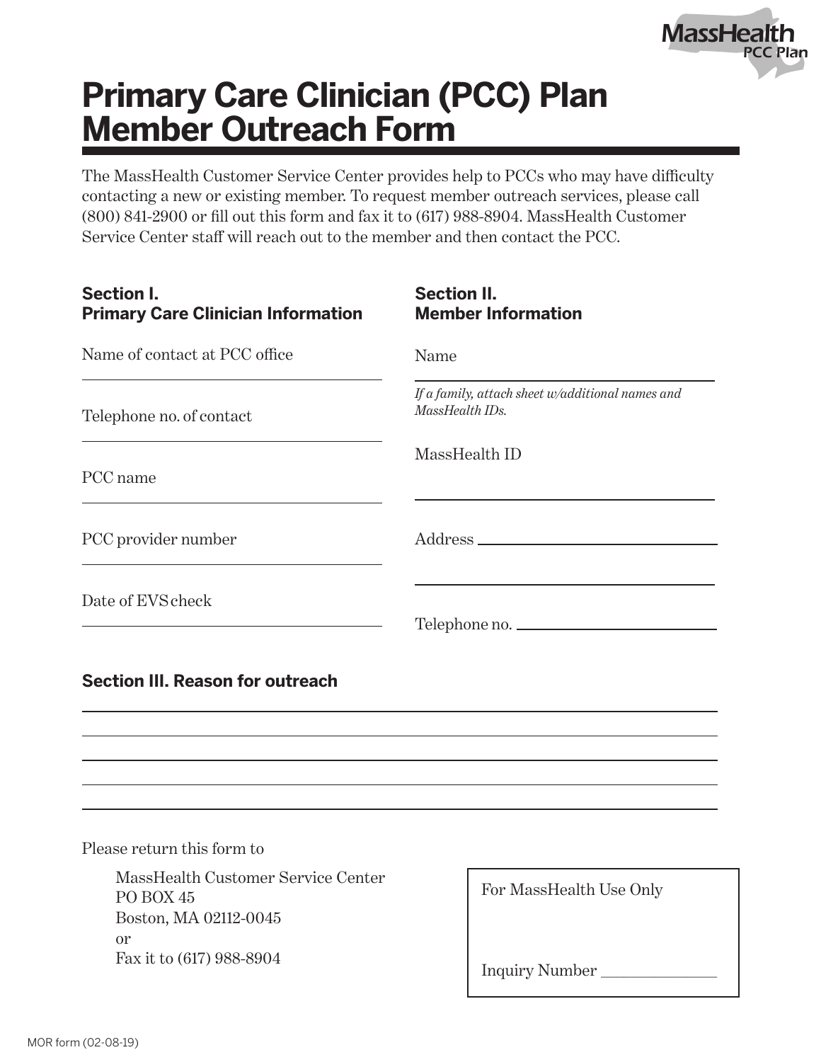MassHealth PCC Plan

# Primary Care Clinician (PCC) Plan Member Outreach Form

The MassHealth Customer Service Center provides help to PCCs who may have difficulty contacting a new or existing member. To request member outreach services, please call (800) 841-2900 or fill out this form and fax it to (617) 988-8904. MassHealth Customer Service Center staff will reach out to the member and then contact the PCC.

## Section I. Primary Care Clinician Information

Name of contact at PCC office

______________________________

Telephone no. of contact

______________________________

PCC name

______________________________

PCC provider number

______________________________

Date of EVS check

______________________________

## Section II. Member Information

Name

______________________________

*If a family, attach sheet w/additional names and MassHealth IDs.*

MassHealth ID

______________________________

Address ______________________________

______________________________

Telephone no. ______________________________

## Section III. Reason for outreach

______________________________________________________________

______________________________________________________________

______________________________________________________________

______________________________________________________________

______________________________________________________________

Please return this form to

MassHealth Customer Service Center
PO BOX 45
Boston, MA 02112-0045
or
Fax it to (617) 988-8904

For MassHealth Use Only

Inquiry Number ______________

MOR form (02-08-19)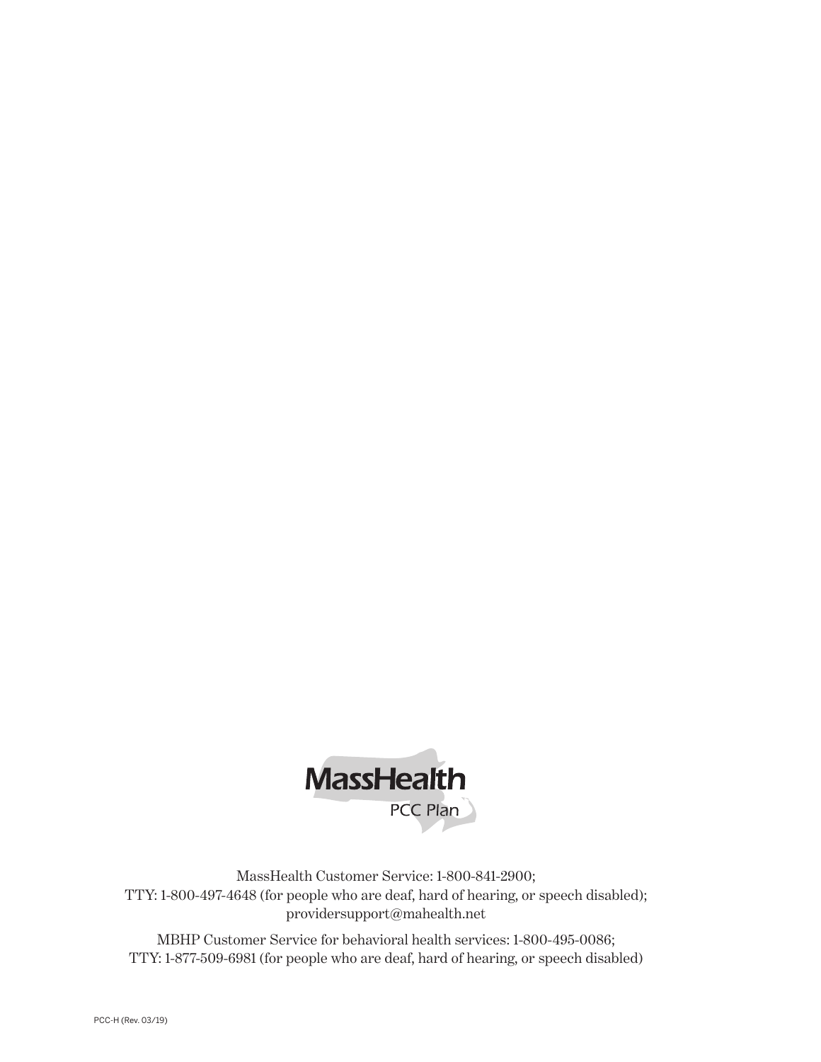MassHealth

PCC Plan

MassHealth Customer Service: 1-800-841-2900;
TTY: 1-800-497-4648 (for people who are deaf, hard of hearing, or speech disabled);
providersupport@mahealth.net

MBHP Customer Service for behavioral health services: 1-800-495-0086;
TTY: 1-877-509-6981 (for people who are deaf, hard of hearing, or speech disabled)

PCC-H (Rev. 03/19)